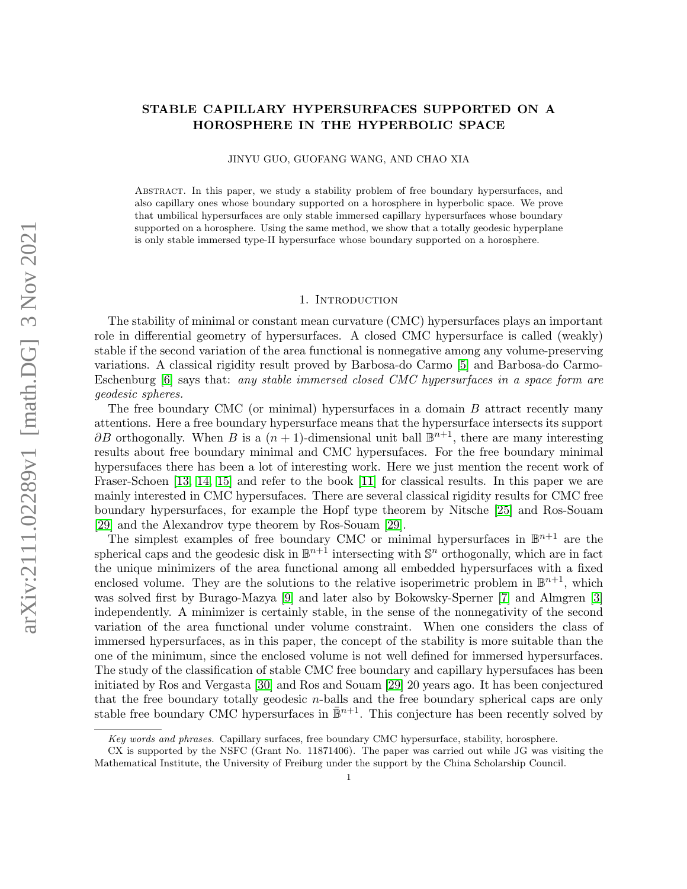# STABLE CAPILLARY HYPERSURFACES SUPPORTED ON A HOROSPHERE IN THE HYPERBOLIC SPACE

JINYU GUO, GUOFANG WANG, AND CHAO XIA

Abstract. In this paper, we study a stability problem of free boundary hypersurfaces, and also capillary ones whose boundary supported on a horosphere in hyperbolic space. We prove that umbilical hypersurfaces are only stable immersed capillary hypersurfaces whose boundary supported on a horosphere. Using the same method, we show that a totally geodesic hyperplane is only stable immersed type-II hypersurface whose boundary supported on a horosphere.

## 1. Introduction

The stability of minimal or constant mean curvature (CMC) hypersurfaces plays an important role in differential geometry of hypersurfaces. A closed CMC hypersurface is called (weakly) stable if the second variation of the area functional is nonnegative among any volume-preserving variations. A classical rigidity result proved by Barbosa-do Carmo [5] and Barbosa-do Carmo-Eschenburg [6] says that: *any stable immersed closed CMC hypersurfaces in a space form are geodesic spheres.*

The free boundary CMC (or minimal) hypersurfaces in a domain $B$ attract recently many attentions. Here a free boundary hypersurface means that the hypersurface intersects its support $\partial B$ orthogonally. When $B$ is a $(n+1)$-dimensional unit ball $\mathbb{B}^{n+1}$, there are many interesting results about free boundary minimal and CMC hypersufaces. For the free boundary minimal hypersufaces there has been a lot of interesting work. Here we just mention the recent work of Fraser-Schoen [13, 14, 15] and refer to the book [11] for classical results. In this paper we are mainly interested in CMC hypersufaces. There are several classical rigidity results for CMC free boundary hypersurfaces, for example the Hopf type theorem by Nitsche [25] and Ros-Souam [29] and the Alexandrov type theorem by Ros-Souam [29].

The simplest examples of free boundary CMC or minimal hypersurfaces in $\mathbb{B}^{n+1}$ are the spherical caps and the geodesic disk in $\mathbb{B}^{n+1}$ intersecting with $\mathbb{S}^n$ orthogonally, which are in fact the unique minimizers of the area functional among all embedded hypersurfaces with a fixed enclosed volume. They are the solutions to the relative isoperimetric problem in $\mathbb{B}^{n+1}$, which was solved first by Burago-Mazya [9] and later also by Bokowsky-Sperner [7] and Almgren [3] independently. A minimizer is certainly stable, in the sense of the nonnegativity of the second variation of the area functional under volume constraint. When one considers the class of immersed hypersurfaces, as in this paper, the concept of the stability is more suitable than the one of the minimum, since the enclosed volume is not well defined for immersed hypersurfaces. The study of the classification of stable CMC free boundary and capillary hypersufaces has been initiated by Ros and Vergasta [30] and Ros and Souam [29] 20 years ago. It has been conjectured that the free boundary totally geodesic $n$-balls and the free boundary spherical caps are only stable free boundary CMC hypersurfaces in $\bar{\mathbb{B}}^{n+1}$. This conjecture has been recently solved by

*Key words and phrases.* Capillary surfaces, free boundary CMC hypersurface, stability, horosphere.

CX is supported by the NSFC (Grant No. 11871406). The paper was carried out while JG was visiting the Mathematical Institute, the University of Freiburg under the support by the China Scholarship Council.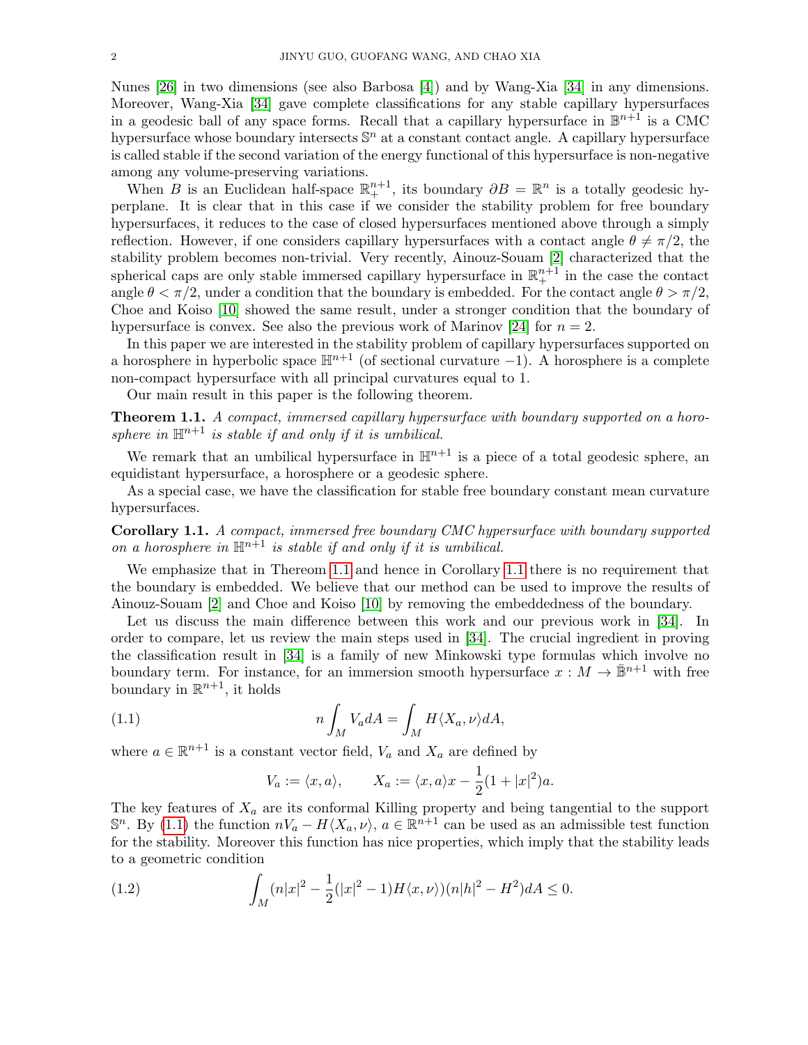Nunes [26] in two dimensions (see also Barbosa [4]) and by Wang-Xia [34] in any dimensions. Moreover, Wang-Xia [34] gave complete classifications for any stable capillary hypersurfaces in a geodesic ball of any space forms. Recall that a capillary hypersurface in $\mathbb{B}^{n+1}$ is a CMC hypersurface whose boundary intersects $\mathbb{S}^n$ at a constant contact angle. A capillary hypersurface is called stable if the second variation of the energy functional of this hypersurface is non-negative among any volume-preserving variations.

When $B$ is an Euclidean half-space $\mathbb{R}^{n+1}_+$, its boundary $\partial B = \mathbb{R}^n$ is a totally geodesic hyperplane. It is clear that in this case if we consider the stability problem for free boundary hypersurfaces, it reduces to the case of closed hypersurfaces mentioned above through a simply reflection. However, if one considers capillary hypersurfaces with a contact angle $\theta \neq \pi/2$, the stability problem becomes non-trivial. Very recently, Ainouz-Souam [2] characterized that the spherical caps are only stable immersed capillary hypersurface in $\mathbb{R}^{n+1}_+$ in the case the contact angle $\theta < \pi/2$, under a condition that the boundary is embedded. For the contact angle $\theta > \pi/2$, Choe and Koiso [10] showed the same result, under a stronger condition that the boundary of hypersurface is convex. See also the previous work of Marinov [24] for $n = 2$.

In this paper we are interested in the stability problem of capillary hypersurfaces supported on a horosphere in hyperbolic space $\mathbb{H}^{n+1}$ (of sectional curvature $-1$). A horosphere is a complete non-compact hypersurface with all principal curvatures equal to 1.

Our main result in this paper is the following theorem.

**Theorem 1.1.** *A compact, immersed capillary hypersurface with boundary supported on a horosphere in $\mathbb{H}^{n+1}$ is stable if and only if it is umbilical.*

We remark that an umbilical hypersurface in $\mathbb{H}^{n+1}$ is a piece of a total geodesic sphere, an equidistant hypersurface, a horosphere or a geodesic sphere.

As a special case, we have the classification for stable free boundary constant mean curvature hypersurfaces.

**Corollary 1.1.** *A compact, immersed free boundary CMC hypersurface with boundary supported on a horosphere in $\mathbb{H}^{n+1}$ is stable if and only if it is umbilical.*

We emphasize that in Thereom 1.1 and hence in Corollary 1.1 there is no requirement that the boundary is embedded. We believe that our method can be used to improve the results of Ainouz-Souam [2] and Choe and Koiso [10] by removing the embeddedness of the boundary.

Let us discuss the main difference between this work and our previous work in [34]. In order to compare, let us review the main steps used in [34]. The crucial ingredient in proving the classification result in [34] is a family of new Minkowski type formulas which involve no boundary term. For instance, for an immersion smooth hypersurface $x : M \to \bar{\mathbb{B}}^{n+1}$ with free boundary in $\mathbb{R}^{n+1}$, it holds

$$n \int_M V_a dA = \int_M H \langle X_a, \nu \rangle dA, \tag{1.1}$$

where $a \in \mathbb{R}^{n+1}$ is a constant vector field, $V_a$ and $X_a$ are defined by

$$V_a := \langle x, a \rangle, \qquad X_a := \langle x, a \rangle x - \frac{1}{2}(1 + |x|^2)a.$$

The key features of $X_a$ are its conformal Killing property and being tangential to the support $\mathbb{S}^n$. By (1.1) the function $nV_a - H\langle X_a, \nu \rangle$, $a \in \mathbb{R}^{n+1}$ can be used as an admissible test function for the stability. Moreover this function has nice properties, which imply that the stability leads to a geometric condition

$$\int_M (n|x|^2 - \frac{1}{2}(|x|^2 - 1)H\langle x, \nu \rangle)(n|h|^2 - H^2) dA \leq 0. \tag{1.2}$$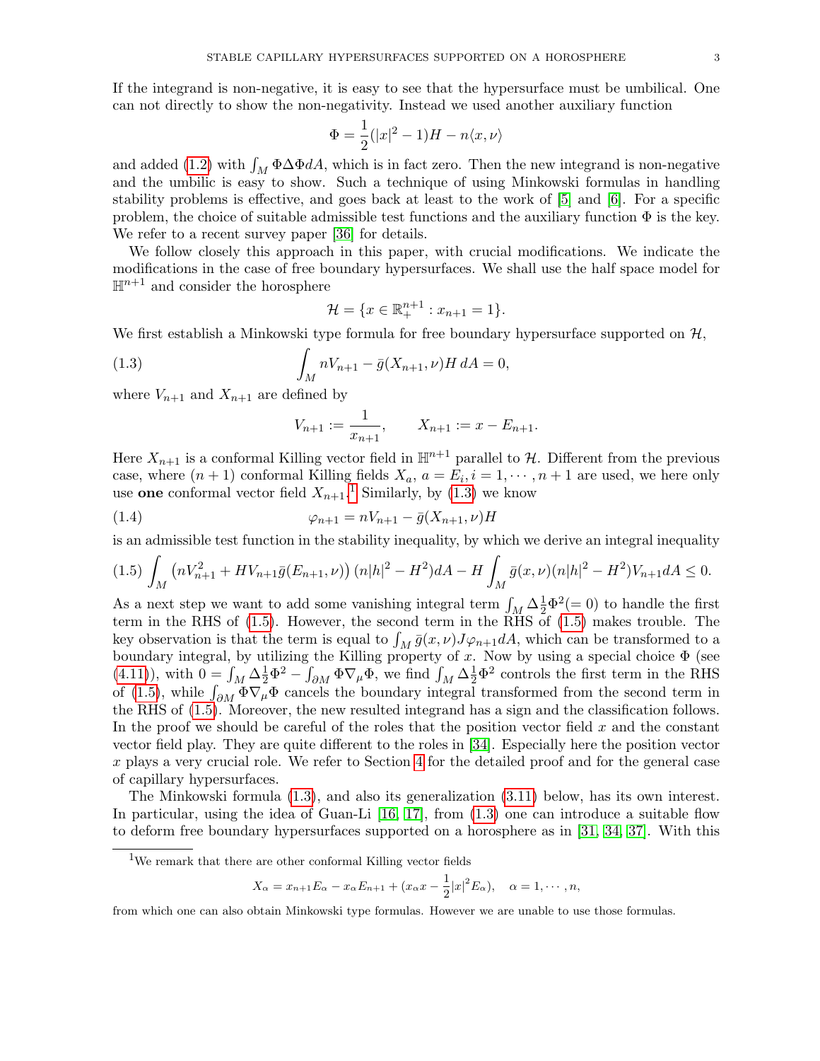If the integrand is non-negative, it is easy to see that the hypersurface must be umbilical. One can not directly to show the non-negativity. Instead we used another auxiliary function

$$\Phi = \frac{1}{2}(|x|^2 - 1)H - n\langle x, \nu\rangle$$

and added (1.2) with $\int_M \Phi\Delta\Phi dA$, which is in fact zero. Then the new integrand is non-negative and the umbilic is easy to show. Such a technique of using Minkowski formulas in handling stability problems is effective, and goes back at least to the work of [5] and [6]. For a specific problem, the choice of suitable admissible test functions and the auxiliary function $\Phi$ is the key. We refer to a recent survey paper [36] for details.

We follow closely this approach in this paper, with crucial modifications. We indicate the modifications in the case of free boundary hypersurfaces. We shall use the half space model for $\mathbb{H}^{n+1}$ and consider the horosphere

$$\mathcal{H} = \{x \in \mathbb{R}^{n+1}_+ : x_{n+1} = 1\}.$$

We first establish a Minkowski type formula for free boundary hypersurface supported on $\mathcal{H}$,

$$\int_M nV_{n+1} - \bar{g}(X_{n+1}, \nu)H \, dA = 0, \tag{1.3}$$

where $V_{n+1}$ and $X_{n+1}$ are defined by

$$V_{n+1} := \frac{1}{x_{n+1}}, \qquad X_{n+1} := x - E_{n+1}.$$

Here $X_{n+1}$ is a conformal Killing vector field in $\mathbb{H}^{n+1}$ parallel to $\mathcal{H}$. Different from the previous case, where $(n+1)$ conformal Killing fields $X_a$, $a = E_i, i = 1, \cdots, n+1$ are used, we here only use **one** conformal vector field $X_{n+1}$.[1] Similarly, by (1.3) we know

$$\varphi_{n+1} = nV_{n+1} - \bar{g}(X_{n+1}, \nu)H \tag{1.4}$$

is an admissible test function in the stability inequality, by which we derive an integral inequality

$$\int_M \left(nV_{n+1}^2 + HV_{n+1}\bar{g}(E_{n+1}, \nu)\right)(n|h|^2 - H^2)dA - H\int_M \bar{g}(x, \nu)(n|h|^2 - H^2)V_{n+1}dA \le 0. \tag{1.5}$$

As a next step we want to add some vanishing integral term $\int_M \Delta\frac{1}{2}\Phi^2 (= 0)$ to handle the first term in the RHS of (1.5). However, the second term in the RHS of (1.5) makes trouble. The key observation is that the term is equal to $\int_M \bar{g}(x, \nu)J\varphi_{n+1}dA$, which can be transformed to a boundary integral, by utilizing the Killing property of $x$. Now by using a special choice $\Phi$ (see (4.11)), with $0 = \int_M \Delta\frac{1}{2}\Phi^2 - \int_{\partial M} \Phi\nabla_\mu\Phi$, we find $\int_M \Delta\frac{1}{2}\Phi^2$ controls the first term in the RHS of (1.5), while $\int_{\partial M} \Phi\nabla_\mu\Phi$ cancels the boundary integral transformed from the second term in the RHS of (1.5). Moreover, the new resulted integrand has a sign and the classification follows. In the proof we should be careful of the roles that the position vector field $x$ and the constant vector field play. They are quite different to the roles in [34]. Especially here the position vector $x$ plays a very crucial role. We refer to Section 4 for the detailed proof and for the general case of capillary hypersurfaces.

The Minkowski formula (1.3), and also its generalization (3.11) below, has its own interest. In particular, using the idea of Guan-Li [16, 17], from (1.3) one can introduce a suitable flow to deform free boundary hypersurfaces supported on a horosphere as in [31, 34, 37]. With this

---

[1] We remark that there are other conformal Killing vector fields

$$X_\alpha = x_{n+1}E_\alpha - x_\alpha E_{n+1} + (x_\alpha x - \frac{1}{2}|x|^2 E_\alpha), \quad \alpha = 1, \cdots, n,$$

from which one can also obtain Minkowski type formulas. However we are unable to use those formulas.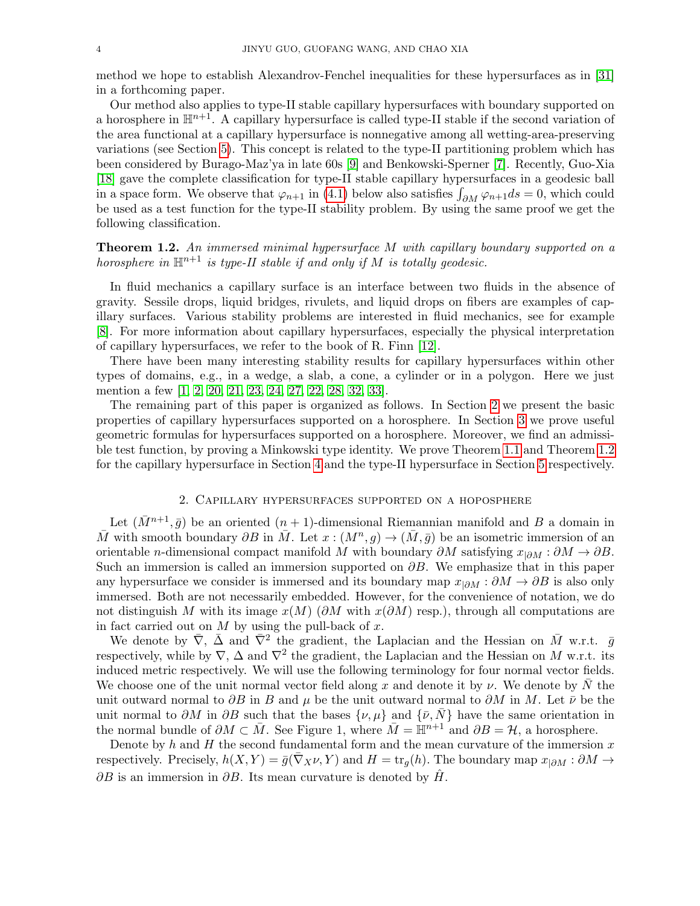method we hope to establish Alexandrov-Fenchel inequalities for these hypersurfaces as in [31] in a forthcoming paper.

Our method also applies to type-II stable capillary hypersurfaces with boundary supported on a horosphere in $\mathbb{H}^{n+1}$. A capillary hypersurface is called type-II stable if the second variation of the area functional at a capillary hypersurface is nonnegative among all wetting-area-preserving variations (see Section 5). This concept is related to the type-II partitioning problem which has been considered by Burago-Maz'ya in late 60s [9] and Benkowski-Sperner [7]. Recently, Guo-Xia [18] gave the complete classification for type-II stable capillary hypersurfaces in a geodesic ball in a space form. We observe that $\varphi_{n+1}$ in (4.1) below also satisfies $\int_{\partial M} \varphi_{n+1} ds = 0$, which could be used as a test function for the type-II stability problem. By using the same proof we get the following classification.

**Theorem 1.2.** *An immersed minimal hypersurface $M$ with capillary boundary supported on a horosphere in $\mathbb{H}^{n+1}$ is type-II stable if and only if $M$ is totally geodesic.*

In fluid mechanics a capillary surface is an interface between two fluids in the absence of gravity. Sessile drops, liquid bridges, rivulets, and liquid drops on fibers are examples of capillary surfaces. Various stability problems are interested in fluid mechanics, see for example [8]. For more information about capillary hypersurfaces, especially the physical interpretation of capillary hypersurfaces, we refer to the book of R. Finn [12].

There have been many interesting stability results for capillary hypersurfaces within other types of domains, e.g., in a wedge, a slab, a cone, a cylinder or in a polygon. Here we just mention a few [1, 2, 20, 21, 23, 24, 27, 22, 28, 32, 33].

The remaining part of this paper is organized as follows. In Section 2 we present the basic properties of capillary hypersurfaces supported on a horosphere. In Section 3 we prove useful geometric formulas for hypersurfaces supported on a horosphere. Moreover, we find an admissible test function, by proving a Minkowski type identity. We prove Theorem 1.1 and Theorem 1.2 for the capillary hypersurface in Section 4 and the type-II hypersurface in Section 5 respectively.

## 2. Capillary hypersurfaces supported on a hoposphere

Let $(\bar{M}^{n+1}, \bar{g})$ be an oriented $(n+1)$-dimensional Riemannian manifold and $B$ a domain in $\bar{M}$ with smooth boundary $\partial B$ in $\bar{M}$. Let $x : (M^n, g) \to (\bar{M}, \bar{g})$ be an isometric immersion of an orientable $n$-dimensional compact manifold $M$ with boundary $\partial M$ satisfying $x_{|\partial M} : \partial M \to \partial B$. Such an immersion is called an immersion supported on $\partial B$. We emphasize that in this paper any hypersurface we consider is immersed and its boundary map $x_{|\partial M} : \partial M \to \partial B$ is also only immersed. Both are not necessarily embedded. However, for the convenience of notation, we do not distinguish $M$ with its image $x(M)$ ($\partial M$ with $x(\partial M)$ resp.), through all computations are in fact carried out on $M$ by using the pull-back of $x$.

We denote by $\bar{\nabla}$, $\bar{\Delta}$ and $\bar{\nabla}^2$ the gradient, the Laplacian and the Hessian on $\bar{M}$ w.r.t. $\bar{g}$ respectively, while by $\nabla$, $\Delta$ and $\nabla^2$ the gradient, the Laplacian and the Hessian on $M$ w.r.t. its induced metric respectively. We will use the following terminology for four normal vector fields. We choose one of the unit normal vector field along $x$ and denote it by $\nu$. We denote by $\bar{N}$ the unit outward normal to $\partial B$ in $B$ and $\mu$ be the unit outward normal to $\partial M$ in $M$. Let $\bar{\nu}$ be the unit normal to $\partial M$ in $\partial B$ such that the bases $\{\nu, \mu\}$ and $\{\bar{\nu}, \bar{N}\}$ have the same orientation in the normal bundle of $\partial M \subset \bar{M}$. See Figure 1, where $\bar{M} = \mathbb{H}^{n+1}$ and $\partial B = \mathcal{H}$, a horosphere.

Denote by $h$ and $H$ the second fundamental form and the mean curvature of the immersion $x$ respectively. Precisely, $h(X, Y) = \bar{g}(\bar{\nabla}_X \nu, Y)$ and $H = \text{tr}_g(h)$. The boundary map $x_{|\partial M} : \partial M \to \partial B$ is an immersion in $\partial B$. Its mean curvature is denoted by $\hat{H}$.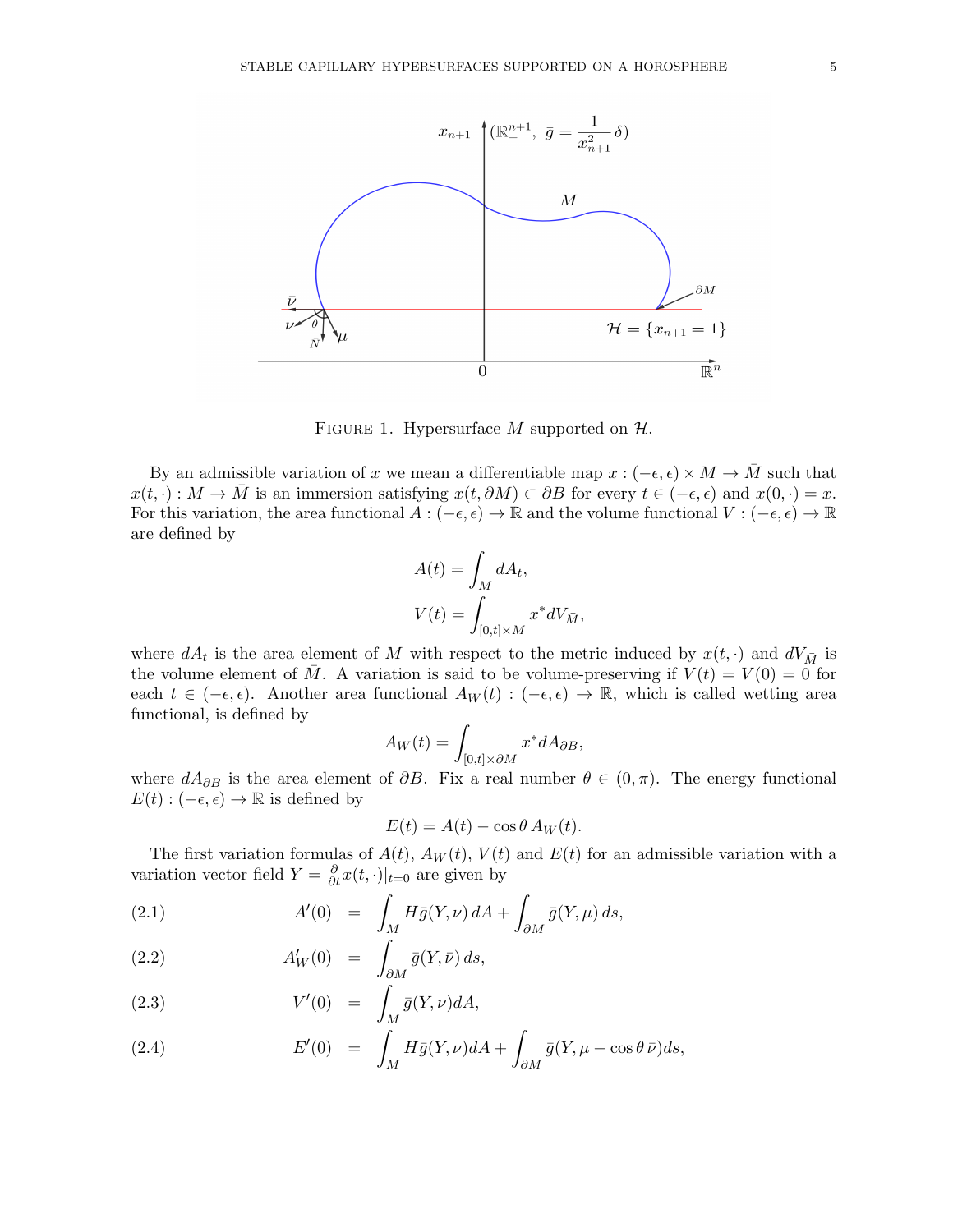FIGURE 1. Hypersurface $M$ supported on $\mathcal{H}$.

By an admissible variation of $x$ we mean a differentiable map $x : (-\epsilon, \epsilon) \times M \to \bar{M}$ such that $x(t, \cdot) : M \to \bar{M}$ is an immersion satisfying $x(t, \partial M) \subset \partial B$ for every $t \in (-\epsilon, \epsilon)$ and $x(0, \cdot) = x$. For this variation, the area functional $A : (-\epsilon, \epsilon) \to \mathbb{R}$ and the volume functional $V : (-\epsilon, \epsilon) \to \mathbb{R}$ are defined by

$$A(t) = \int_M dA_t,$$

$$V(t) = \int_{[0,t]\times M} x^* dV_{\bar{M}},$$

where $dA_t$ is the area element of $M$ with respect to the metric induced by $x(t, \cdot)$ and $dV_{\bar{M}}$ is the volume element of $\bar{M}$. A variation is said to be volume-preserving if $V(t) = V(0) = 0$ for each $t \in (-\epsilon, \epsilon)$. Another area functional $A_W(t) : (-\epsilon, \epsilon) \to \mathbb{R}$, which is called wetting area functional, is defined by

$$A_W(t) = \int_{[0,t]\times \partial M} x^* dA_{\partial B},$$

where $dA_{\partial B}$ is the area element of $\partial B$. Fix a real number $\theta \in (0, \pi)$. The energy functional $E(t) : (-\epsilon, \epsilon) \to \mathbb{R}$ is defined by

$$E(t) = A(t) - \cos\theta \, A_W(t).$$

The first variation formulas of $A(t)$, $A_W(t)$, $V(t)$ and $E(t)$ for an admissible variation with a variation vector field $Y = \frac{\partial}{\partial t} x(t, \cdot)|_{t=0}$ are given by

$$A'(0) = \int_M H \bar{g}(Y, \nu) \, dA + \int_{\partial M} \bar{g}(Y, \mu) \, ds, \tag{2.1}$$

$$A'_W(0) = \int_{\partial M} \bar{g}(Y, \bar{\nu}) \, ds, \tag{2.2}$$

$$V'(0) = \int_M \bar{g}(Y, \nu) dA, \tag{2.3}$$

$$E'(0) = \int_M H \bar{g}(Y, \nu) dA + \int_{\partial M} \bar{g}(Y, \mu - \cos\theta \, \bar{\nu}) ds, \tag{2.4}$$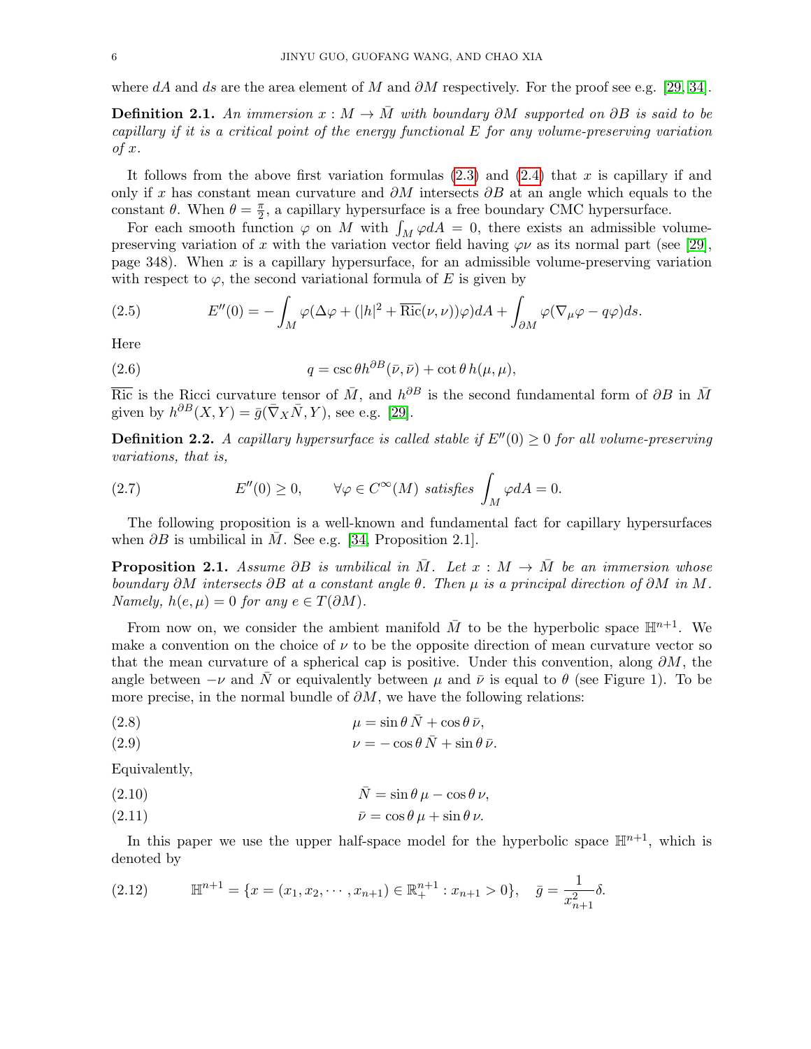where $dA$ and $ds$ are the area element of $M$ and $\partial M$ respectively. For the proof see e.g. [29, 34].

**Definition 2.1.** *An immersion $x : M \to \bar{M}$ with boundary $\partial M$ supported on $\partial B$ is said to be capillary if it is a critical point of the energy functional $E$ for any volume-preserving variation of $x$.*

It follows from the above first variation formulas (2.3) and (2.4) that $x$ is capillary if and only if $x$ has constant mean curvature and $\partial M$ intersects $\partial B$ at an angle which equals to the constant $\theta$. When $\theta = \frac{\pi}{2}$, a capillary hypersurface is a free boundary CMC hypersurface.

For each smooth function $\varphi$ on $M$ with $\int_M \varphi dA = 0$, there exists an admissible volume-preserving variation of $x$ with the variation vector field having $\varphi\nu$ as its normal part (see [29], page 348). When $x$ is a capillary hypersurface, for an admissible volume-preserving variation with respect to $\varphi$, the second variational formula of $E$ is given by

$$E''(0) = -\int_M \varphi(\Delta\varphi + (|h|^2 + \overline{\mathrm{Ric}}(\nu,\nu))\varphi)dA + \int_{\partial M} \varphi(\nabla_\mu \varphi - q\varphi)ds. \tag{2.5}$$

Here

$$q = \csc\theta\, h^{\partial B}(\bar{\nu},\bar{\nu}) + \cot\theta\, h(\mu,\mu), \tag{2.6}$$

$\overline{\mathrm{Ric}}$ is the Ricci curvature tensor of $\bar{M}$, and $h^{\partial B}$ is the second fundamental form of $\partial B$ in $\bar{M}$ given by $h^{\partial B}(X,Y) = \bar{g}(\bar{\nabla}_X \bar{N}, Y)$, see e.g. [29].

**Definition 2.2.** *A capillary hypersurface is called stable if $E''(0) \geq 0$ for all volume-preserving variations, that is,*

$$E''(0) \geq 0, \qquad \forall \varphi \in C^\infty(M) \text{ satisfies } \int_M \varphi dA = 0. \tag{2.7}$$

The following proposition is a well-known and fundamental fact for capillary hypersurfaces when $\partial B$ is umbilical in $\bar{M}$. See e.g. [34, Proposition 2.1].

**Proposition 2.1.** *Assume $\partial B$ is umbilical in $\bar{M}$. Let $x : M \to \bar{M}$ be an immersion whose boundary $\partial M$ intersects $\partial B$ at a constant angle $\theta$. Then $\mu$ is a principal direction of $\partial M$ in $M$. Namely, $h(e,\mu) = 0$ for any $e \in T(\partial M)$.*

From now on, we consider the ambient manifold $\bar{M}$ to be the hyperbolic space $\mathbb{H}^{n+1}$. We make a convention on the choice of $\nu$ to be the opposite direction of mean curvature vector so that the mean curvature of a spherical cap is positive. Under this convention, along $\partial M$, the angle between $-\nu$ and $\bar{N}$ or equivalently between $\mu$ and $\bar{\nu}$ is equal to $\theta$ (see Figure 1). To be more precise, in the normal bundle of $\partial M$, we have the following relations:

$$\mu = \sin\theta\, \bar{N} + \cos\theta\, \bar{\nu}, \tag{2.8}$$

$$\nu = -\cos\theta\, \bar{N} + \sin\theta\, \bar{\nu}. \tag{2.9}$$

Equivalently,

$$\bar{N} = \sin\theta\, \mu - \cos\theta\, \nu, \tag{2.10}$$

$$\bar{\nu} = \cos\theta\, \mu + \sin\theta\, \nu. \tag{2.11}$$

In this paper we use the upper half-space model for the hyperbolic space $\mathbb{H}^{n+1}$, which is denoted by

$$\mathbb{H}^{n+1} = \{x = (x_1, x_2, \cdots, x_{n+1}) \in \mathbb{R}^{n+1}_+ : x_{n+1} > 0\}, \quad \bar{g} = \frac{1}{x_{n+1}^2}\delta. \tag{2.12}$$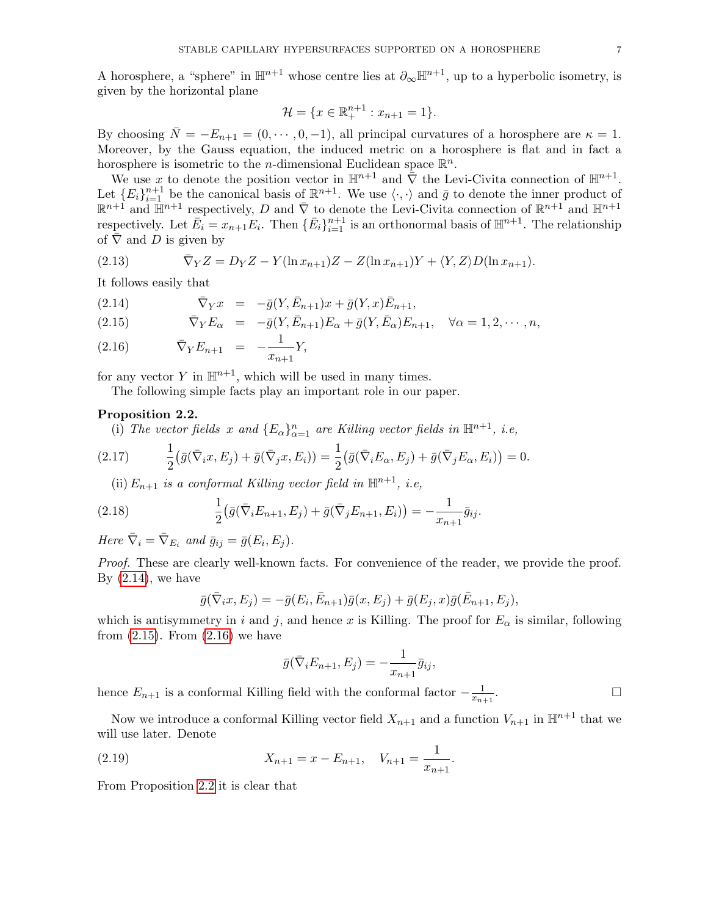A horosphere, a "sphere" in $\mathbb{H}^{n+1}$ whose centre lies at $\partial_\infty \mathbb{H}^{n+1}$, up to a hyperbolic isometry, is given by the horizontal plane

$$\mathcal{H} = \{x \in \mathbb{R}^{n+1}_+ : x_{n+1} = 1\}.$$

By choosing $\bar{N} = -E_{n+1} = (0, \cdots, 0, -1)$, all principal curvatures of a horosphere are $\kappa = 1$. Moreover, by the Gauss equation, the induced metric on a horosphere is flat and in fact a horosphere is isometric to the $n$-dimensional Euclidean space $\mathbb{R}^n$.

We use $x$ to denote the position vector in $\mathbb{H}^{n+1}$ and $\bar{\nabla}$ the Levi-Civita connection of $\mathbb{H}^{n+1}$. Let $\{E_i\}_{i=1}^{n+1}$ be the canonical basis of $\mathbb{R}^{n+1}$. We use $\langle \cdot, \cdot \rangle$ and $\bar{g}$ to denote the inner product of $\mathbb{R}^{n+1}$ and $\mathbb{H}^{n+1}$ respectively, $D$ and $\bar{\nabla}$ to denote the Levi-Civita connection of $\mathbb{R}^{n+1}$ and $\mathbb{H}^{n+1}$ respectively. Let $\bar{E}_i = x_{n+1} E_i$. Then $\{\bar{E}_i\}_{i=1}^{n+1}$ is an orthonormal basis of $\mathbb{H}^{n+1}$. The relationship of $\bar{\nabla}$ and $D$ is given by

$$\bar{\nabla}_Y Z = D_Y Z - Y(\ln x_{n+1}) Z - Z(\ln x_{n+1}) Y + \langle Y, Z \rangle D(\ln x_{n+1}). \tag{2.13}$$

It follows easily that

$$\bar{\nabla}_Y x = -\bar{g}(Y, \bar{E}_{n+1}) x + \bar{g}(Y, x) \bar{E}_{n+1}, \tag{2.14}$$

$$\bar{\nabla}_Y E_\alpha = -\bar{g}(Y, \bar{E}_{n+1}) E_\alpha + \bar{g}(Y, \bar{E}_\alpha) E_{n+1}, \quad \forall \alpha = 1, 2, \cdots, n, \tag{2.15}$$

$$\bar{\nabla}_Y E_{n+1} = -\frac{1}{x_{n+1}} Y, \tag{2.16}$$

for any vector $Y$ in $\mathbb{H}^{n+1}$, which will be used in many times.

The following simple facts play an important role in our paper.

**Proposition 2.2.**

(i) *The vector fields $x$ and $\{E_\alpha\}_{\alpha=1}^n$ are Killing vector fields in $\mathbb{H}^{n+1}$, i.e,*

$$\frac{1}{2}\big(\bar{g}(\bar{\nabla}_i x, E_j) + \bar{g}(\bar{\nabla}_j x, E_i)\big) = \frac{1}{2}\big(\bar{g}(\bar{\nabla}_i E_\alpha, E_j) + \bar{g}(\bar{\nabla}_j E_\alpha, E_i)\big) = 0. \tag{2.17}$$

(ii) *$E_{n+1}$ is a conformal Killing vector field in $\mathbb{H}^{n+1}$, i.e,*

$$\frac{1}{2}\big(\bar{g}(\bar{\nabla}_i E_{n+1}, E_j) + \bar{g}(\bar{\nabla}_j E_{n+1}, E_i)\big) = -\frac{1}{x_{n+1}} \bar{g}_{ij}. \tag{2.18}$$

*Here $\bar{\nabla}_i = \bar{\nabla}_{E_i}$ and $\bar{g}_{ij} = \bar{g}(E_i, E_j)$.*

*Proof.* These are clearly well-known facts. For convenience of the reader, we provide the proof. By (2.14), we have

$$\bar{g}(\bar{\nabla}_i x, E_j) = -\bar{g}(E_i, \bar{E}_{n+1}) \bar{g}(x, E_j) + \bar{g}(E_j, x) \bar{g}(\bar{E}_{n+1}, E_j),$$

which is antisymmetry in $i$ and $j$, and hence $x$ is Killing. The proof for $E_\alpha$ is similar, following from (2.15). From (2.16) we have

$$\bar{g}(\bar{\nabla}_i E_{n+1}, E_j) = -\frac{1}{x_{n+1}} \bar{g}_{ij},$$

hence $E_{n+1}$ is a conformal Killing field with the conformal factor $-\frac{1}{x_{n+1}}$. □

Now we introduce a conformal Killing vector field $X_{n+1}$ and a function $V_{n+1}$ in $\mathbb{H}^{n+1}$ that we will use later. Denote

$$X_{n+1} = x - E_{n+1}, \quad V_{n+1} = \frac{1}{x_{n+1}}. \tag{2.19}$$

From Proposition 2.2 it is clear that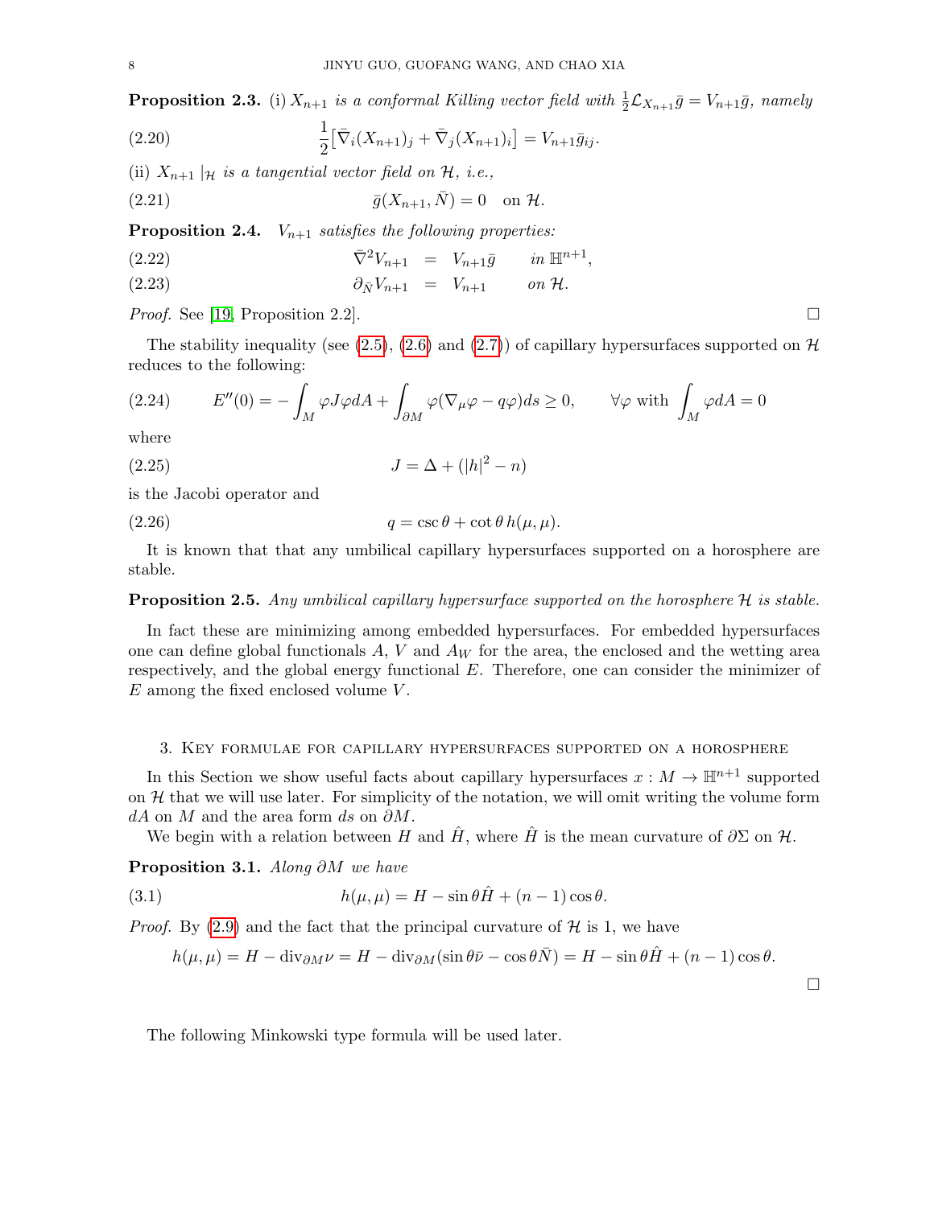**Proposition 2.3.** (i) $X_{n+1}$ *is a conformal Killing vector field with* $\frac{1}{2}\mathcal{L}_{X_{n+1}}\bar{g} = V_{n+1}\bar{g}$*, namely*

$$\frac{1}{2}\big[\bar{\nabla}_i (X_{n+1})_j + \bar{\nabla}_j (X_{n+1})_i\big] = V_{n+1}\bar{g}_{ij}. \tag{2.20}$$

(ii) $X_{n+1}\mid_{\mathcal{H}}$ *is a tangential vector field on* $\mathcal{H}$*, i.e.,*

$$\bar{g}(X_{n+1}, \bar{N}) = 0 \quad \text{on } \mathcal{H}. \tag{2.21}$$

**Proposition 2.4.** $V_{n+1}$ *satisfies the following properties:*

$$\bar{\nabla}^2 V_{n+1} = V_{n+1}\bar{g} \qquad \text{in } \mathbb{H}^{n+1}, \tag{2.22}$$

$$\partial_{\bar{N}} V_{n+1} = V_{n+1} \qquad \text{on } \mathcal{H}. \tag{2.23}$$

*Proof.* See [19, Proposition 2.2]. $\square$

The stability inequality (see (2.5), (2.6) and (2.7)) of capillary hypersurfaces supported on $\mathcal{H}$ reduces to the following:

$$E''(0) = -\int_M \varphi J\varphi dA + \int_{\partial M} \varphi(\nabla_\mu \varphi - q\varphi) ds \geq 0, \qquad \forall \varphi \text{ with } \int_M \varphi dA = 0 \tag{2.24}$$

where

$$J = \Delta + (|h|^2 - n) \tag{2.25}$$

is the Jacobi operator and

$$q = \csc\theta + \cot\theta\, h(\mu, \mu). \tag{2.26}$$

It is known that that any umbilical capillary hypersurfaces supported on a horosphere are stable.

**Proposition 2.5.** *Any umbilical capillary hypersurface supported on the horosphere* $\mathcal{H}$ *is stable.*

In fact these are minimizing among embedded hypersurfaces. For embedded hypersurfaces one can define global functionals $A$, $V$ and $A_W$ for the area, the enclosed and the wetting area respectively, and the global energy functional $E$. Therefore, one can consider the minimizer of $E$ among the fixed enclosed volume $V$.

## 3. Key formulae for capillary hypersurfaces supported on a horosphere

In this Section we show useful facts about capillary hypersurfaces $x : M \to \mathbb{H}^{n+1}$ supported on $\mathcal{H}$ that we will use later. For simplicity of the notation, we will omit writing the volume form $dA$ on $M$ and the area form $ds$ on $\partial M$.

We begin with a relation between $H$ and $\hat{H}$, where $\hat{H}$ is the mean curvature of $\partial\Sigma$ on $\mathcal{H}$.

**Proposition 3.1.** *Along* $\partial M$ *we have*

$$h(\mu, \mu) = H - \sin\theta \hat{H} + (n-1)\cos\theta. \tag{3.1}$$

*Proof.* By (2.9) and the fact that the principal curvature of $\mathcal{H}$ is 1, we have

$$h(\mu, \mu) = H - \mathrm{div}_{\partial M}\nu = H - \mathrm{div}_{\partial M}(\sin\theta\bar{\nu} - \cos\theta\bar{N}) = H - \sin\theta\hat{H} + (n-1)\cos\theta.$$

$\square$

The following Minkowski type formula will be used later.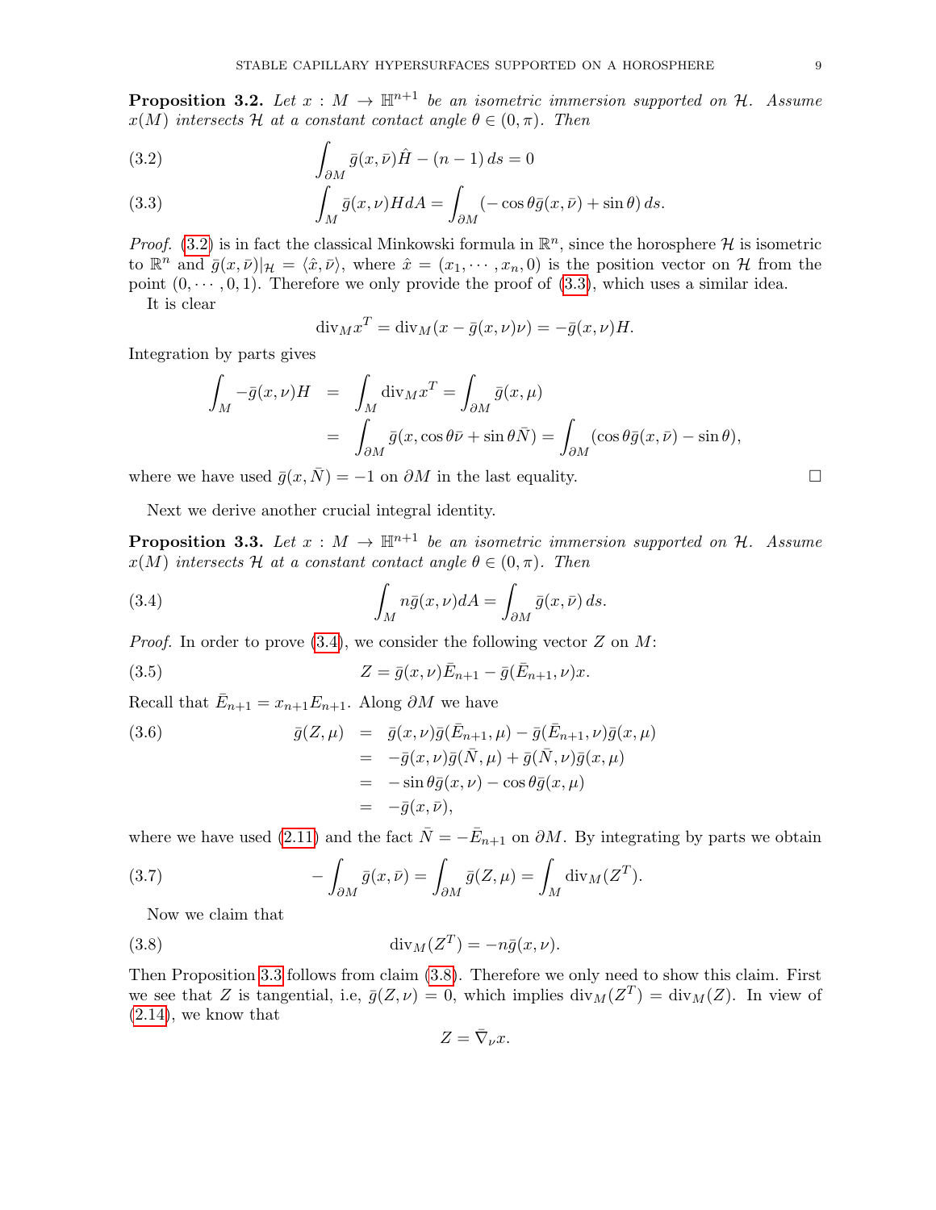**Proposition 3.2.** *Let $x : M \to \mathbb{H}^{n+1}$ be an isometric immersion supported on $\mathcal{H}$. Assume $x(M)$ intersects $\mathcal{H}$ at a constant contact angle $\theta \in (0, \pi)$. Then*

$$\int_{\partial M} \bar{g}(x, \bar{\nu})\hat{H} - (n-1)\, ds = 0 \tag{3.2}$$

$$\int_M \bar{g}(x, \nu) H dA = \int_{\partial M} (-\cos\theta \bar{g}(x, \bar{\nu}) + \sin\theta)\, ds. \tag{3.3}$$

*Proof.* (3.2) is in fact the classical Minkowski formula in $\mathbb{R}^n$, since the horosphere $\mathcal{H}$ is isometric to $\mathbb{R}^n$ and $\bar{g}(x, \bar{\nu})|_{\mathcal{H}} = \langle \hat{x}, \bar{\nu}\rangle$, where $\hat{x} = (x_1, \cdots, x_n, 0)$ is the position vector on $\mathcal{H}$ from the point $(0, \cdots, 0, 1)$. Therefore we only provide the proof of (3.3), which uses a similar idea.

It is clear

$$\mathrm{div}_M x^T = \mathrm{div}_M (x - \bar{g}(x, \nu)\nu) = -\bar{g}(x, \nu) H.$$

Integration by parts gives

$$\begin{aligned}
\int_M -\bar{g}(x, \nu) H &= \int_M \mathrm{div}_M x^T = \int_{\partial M} \bar{g}(x, \mu) \\
&= \int_{\partial M} \bar{g}(x, \cos\theta \bar{\nu} + \sin\theta \bar{N}) = \int_{\partial M} (\cos\theta \bar{g}(x, \bar{\nu}) - \sin\theta),
\end{aligned}$$

where we have used $\bar{g}(x, \bar{N}) = -1$ on $\partial M$ in the last equality. □

Next we derive another crucial integral identity.

**Proposition 3.3.** *Let $x : M \to \mathbb{H}^{n+1}$ be an isometric immersion supported on $\mathcal{H}$. Assume $x(M)$ intersects $\mathcal{H}$ at a constant contact angle $\theta \in (0, \pi)$. Then*

$$\int_M n \bar{g}(x, \nu) dA = \int_{\partial M} \bar{g}(x, \bar{\nu})\, ds. \tag{3.4}$$

*Proof.* In order to prove (3.4), we consider the following vector $Z$ on $M$:

$$Z = \bar{g}(x, \nu)\bar{E}_{n+1} - \bar{g}(\bar{E}_{n+1}, \nu) x. \tag{3.5}$$

Recall that $\bar{E}_{n+1} = x_{n+1} E_{n+1}$. Along $\partial M$ we have

$$\begin{aligned}
\bar{g}(Z, \mu) &= \bar{g}(x, \nu)\bar{g}(\bar{E}_{n+1}, \mu) - \bar{g}(\bar{E}_{n+1}, \nu)\bar{g}(x, \mu) \\
&= -\bar{g}(x, \nu)\bar{g}(\bar{N}, \mu) + \bar{g}(\bar{N}, \nu)\bar{g}(x, \mu) \\
&= -\sin\theta \bar{g}(x, \nu) - \cos\theta \bar{g}(x, \mu) \\
&= -\bar{g}(x, \bar{\nu}),
\end{aligned} \tag{3.6}$$

where we have used (2.11) and the fact $\bar{N} = -\bar{E}_{n+1}$ on $\partial M$. By integrating by parts we obtain

$$-\int_{\partial M} \bar{g}(x, \bar{\nu}) = \int_{\partial M} \bar{g}(Z, \mu) = \int_M \mathrm{div}_M (Z^T). \tag{3.7}$$

Now we claim that

$$\mathrm{div}_M (Z^T) = -n \bar{g}(x, \nu). \tag{3.8}$$

Then Proposition 3.3 follows from claim (3.8). Therefore we only need to show this claim. First we see that $Z$ is tangential, i.e, $\bar{g}(Z, \nu) = 0$, which implies $\mathrm{div}_M (Z^T) = \mathrm{div}_M (Z)$. In view of (2.14), we know that

$$Z = \bar{\nabla}_\nu x.$$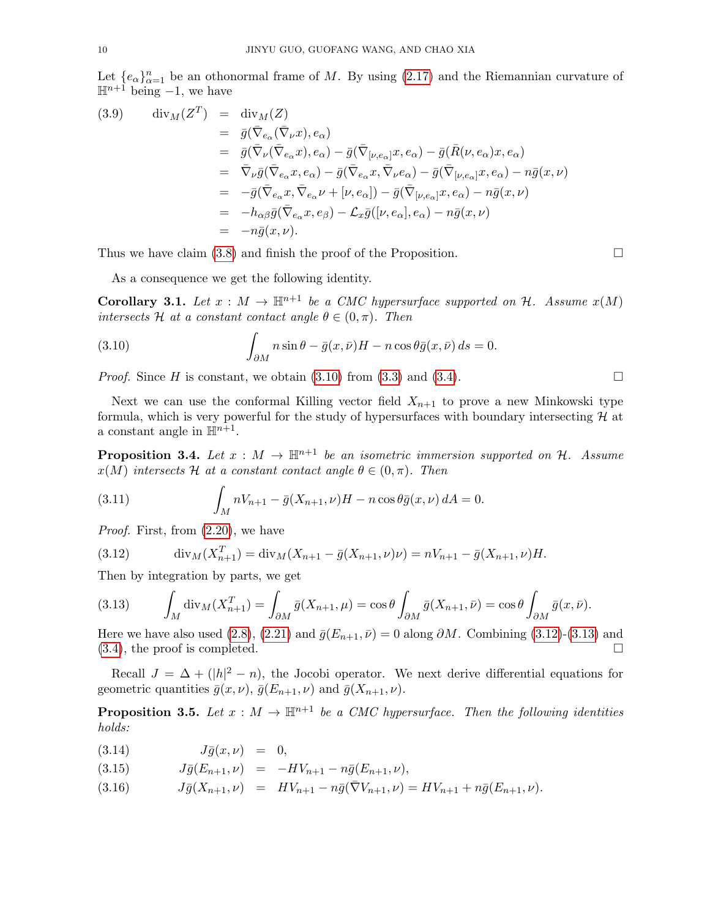Let $\{e_\alpha\}_{\alpha=1}^n$ be an othonormal frame of $M$. By using (2.17) and the Riemannian curvature of $\mathbb{H}^{n+1}$ being $-1$, we have

$$
\begin{aligned}
(3.9)\qquad \mathrm{div}_M(Z^T) &= \mathrm{div}_M(Z) \\
&= \bar g(\bar\nabla_{e_\alpha}(\bar\nabla_\nu x), e_\alpha) \\
&= \bar g(\bar\nabla_\nu(\bar\nabla_{e_\alpha} x), e_\alpha) - \bar g(\bar\nabla_{[\nu,e_\alpha]}x, e_\alpha) - \bar g(\bar R(\nu, e_\alpha)x, e_\alpha) \\
&= \bar\nabla_\nu \bar g(\bar\nabla_{e_\alpha} x, e_\alpha) - \bar g(\bar\nabla_{e_\alpha} x, \bar\nabla_\nu e_\alpha) - \bar g(\bar\nabla_{[\nu,e_\alpha]}x, e_\alpha) - n\bar g(x,\nu) \\
&= -\bar g(\bar\nabla_{e_\alpha} x, \bar\nabla_{e_\alpha}\nu + [\nu, e_\alpha]) - \bar g(\bar\nabla_{[\nu,e_\alpha]}x, e_\alpha) - n\bar g(x,\nu) \\
&= -h_{\alpha\beta}\bar g(\bar\nabla_{e_\alpha}x, e_\beta) - \mathcal{L}_x \bar g([\nu,e_\alpha], e_\alpha) - n\bar g(x,\nu) \\
&= -n\bar g(x,\nu).
\end{aligned}
$$

Thus we have claim (3.8) and finish the proof of the Proposition. $\square$

As a consequence we get the following identity.

**Corollary 3.1.** *Let $x : M \to \mathbb{H}^{n+1}$ be a CMC hypersurface supported on $\mathcal{H}$. Assume $x(M)$ intersects $\mathcal{H}$ at a constant contact angle $\theta \in (0, \pi)$. Then*

$$
\int_{\partial M} n\sin\theta - \bar g(x,\bar\nu)H - n\cos\theta\, \bar g(x,\bar\nu)\, ds = 0. \tag{3.10}
$$

*Proof.* Since $H$ is constant, we obtain (3.10) from (3.3) and (3.4). $\square$

Next we can use the conformal Killing vector field $X_{n+1}$ to prove a new Minkowski type formula, which is very powerful for the study of hypersurfaces with boundary intersecting $\mathcal{H}$ at a constant angle in $\mathbb{H}^{n+1}$.

**Proposition 3.4.** *Let $x : M \to \mathbb{H}^{n+1}$ be an isometric immersion supported on $\mathcal{H}$. Assume $x(M)$ intersects $\mathcal{H}$ at a constant contact angle $\theta \in (0,\pi)$. Then*

$$
\int_M nV_{n+1} - \bar g(X_{n+1},\nu)H - n\cos\theta\, \bar g(x,\nu)\, dA = 0. \tag{3.11}
$$

*Proof.* First, from (2.20), we have

$$
\mathrm{div}_M(X_{n+1}^T) = \mathrm{div}_M(X_{n+1} - \bar g(X_{n+1},\nu)\nu) = nV_{n+1} - \bar g(X_{n+1},\nu)H. \tag{3.12}
$$

Then by integration by parts, we get

$$
\int_M \mathrm{div}_M(X_{n+1}^T) = \int_{\partial M} \bar g(X_{n+1},\mu) = \cos\theta \int_{\partial M} \bar g(X_{n+1},\bar\nu) = \cos\theta \int_{\partial M} \bar g(x,\bar\nu). \tag{3.13}
$$

Here we have also used (2.8), (2.21) and $\bar g(E_{n+1},\bar\nu) = 0$ along $\partial M$. Combining (3.12)-(3.13) and (3.4), the proof is completed. $\square$

Recall $J = \Delta + (|h|^2 - n)$, the Jocobi operator. We next derive differential equations for geometric quantities $\bar g(x,\nu)$, $\bar g(E_{n+1},\nu)$ and $\bar g(X_{n+1},\nu)$.

**Proposition 3.5.** *Let $x : M \to \mathbb{H}^{n+1}$ be a CMC hypersurface. Then the following identities holds:*

$$
\begin{aligned}
(3.14)\qquad J\bar g(x,\nu) &= 0, \\
(3.15)\qquad J\bar g(E_{n+1},\nu) &= -HV_{n+1} - n\bar g(E_{n+1},\nu), \\
(3.16)\qquad J\bar g(X_{n+1},\nu) &= HV_{n+1} - n\bar g(\bar\nabla V_{n+1},\nu) = HV_{n+1} + n\bar g(E_{n+1},\nu).
\end{aligned}
$$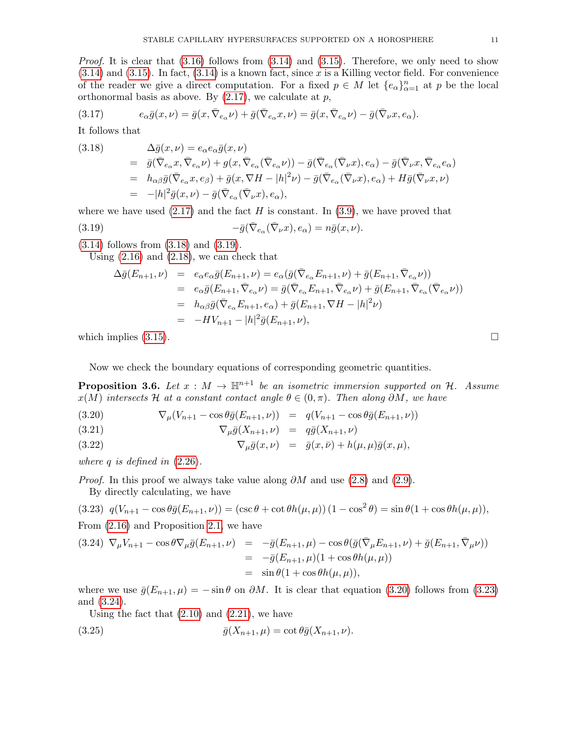*Proof.* It is clear that (3.16) follows from (3.14) and (3.15). Therefore, we only need to show (3.14) and (3.15). In fact, (3.14) is a known fact, since $x$ is a Killing vector field. For convenience of the reader we give a direct computation. For a fixed $p \in M$ let $\{e_\alpha\}_{\alpha=1}^n$ at $p$ be the local orthonormal basis as above. By (2.17), we calculate at $p$,

$$e_\alpha \bar{g}(x,\nu) = \bar{g}(x, \bar{\nabla}_{e_\alpha}\nu) + \bar{g}(\bar{\nabla}_{e_\alpha} x, \nu) = \bar{g}(x, \bar{\nabla}_{e_\alpha}\nu) - \bar{g}(\bar{\nabla}_\nu x, e_\alpha). \tag{3.17}$$

It follows that

$$\begin{aligned}
\Delta \bar{g}(x,\nu) &= e_\alpha e_\alpha \bar{g}(x,\nu) \\
&= \bar{g}(\bar{\nabla}_{e_\alpha} x, \bar{\nabla}_{e_\alpha}\nu) + g(x, \bar{\nabla}_{e_\alpha}(\bar{\nabla}_{e_\alpha}\nu)) - \bar{g}(\bar{\nabla}_{e_\alpha}(\bar{\nabla}_\nu x), e_\alpha) - \bar{g}(\bar{\nabla}_\nu x, \bar{\nabla}_{e_\alpha} e_\alpha) \\
&= h_{\alpha\beta}\bar{g}(\bar{\nabla}_{e_\alpha} x, e_\beta) + \bar{g}(x, \nabla H - |h|^2\nu) - \bar{g}(\bar{\nabla}_{e_\alpha}(\bar{\nabla}_\nu x), e_\alpha) + H\bar{g}(\bar{\nabla}_\nu x, \nu) \\
&= -|h|^2 \bar{g}(x,\nu) - \bar{g}(\bar{\nabla}_{e_\alpha}(\bar{\nabla}_\nu x), e_\alpha),
\end{aligned} \tag{3.18}$$

where we have used (2.17) and the fact $H$ is constant. In (3.9), we have proved that

$$-\bar{g}(\bar{\nabla}_{e_\alpha}(\bar{\nabla}_\nu x), e_\alpha) = n\bar{g}(x,\nu). \tag{3.19}$$

(3.14) follows from (3.18) and (3.19).

Using (2.16) and (2.18), we can check that

$$\begin{aligned}
\Delta \bar{g}(E_{n+1},\nu) &= e_\alpha e_\alpha \bar{g}(E_{n+1},\nu) = e_\alpha(\bar{g}(\bar{\nabla}_{e_\alpha} E_{n+1}, \nu) + \bar{g}(E_{n+1}, \bar{\nabla}_{e_\alpha}\nu)) \\
&= e_\alpha \bar{g}(E_{n+1}, \bar{\nabla}_{e_\alpha}\nu) = \bar{g}(\bar{\nabla}_{e_\alpha} E_{n+1}, \bar{\nabla}_{e_\alpha}\nu) + \bar{g}(E_{n+1}, \bar{\nabla}_{e_\alpha}(\bar{\nabla}_{e_\alpha}\nu)) \\
&= h_{\alpha\beta}\bar{g}(\bar{\nabla}_{e_\alpha} E_{n+1}, e_\alpha) + \bar{g}(E_{n+1}, \nabla H - |h|^2\nu) \\
&= -HV_{n+1} - |h|^2 \bar{g}(E_{n+1},\nu),
\end{aligned}$$

which implies (3.15). $\square$

Now we check the boundary equations of corresponding geometric quantities.

**Proposition 3.6.** *Let $x : M \to \mathbb{H}^{n+1}$ be an isometric immersion supported on $\mathcal{H}$. Assume $x(M)$ intersects $\mathcal{H}$ at a constant contact angle $\theta \in (0,\pi)$. Then along $\partial M$, we have*

$$\nabla_\mu (V_{n+1} - \cos\theta \bar{g}(E_{n+1},\nu)) = q(V_{n+1} - \cos\theta \bar{g}(E_{n+1},\nu)) \tag{3.20}$$

$$\nabla_\mu \bar{g}(X_{n+1},\nu) = q\bar{g}(X_{n+1},\nu) \tag{3.21}$$

$$\nabla_\mu \bar{g}(x,\nu) = \bar{g}(x,\bar{\nu}) + h(\mu,\mu)\bar{g}(x,\mu), \tag{3.22}$$

*where $q$ is defined in (2.26).*

*Proof.* In this proof we always take value along $\partial M$ and use (2.8) and (2.9).

By directly calculating, we have

$$q(V_{n+1} - \cos\theta \bar{g}(E_{n+1},\nu)) = (\csc\theta + \cot\theta h(\mu,\mu))(1 - \cos^2\theta) = \sin\theta(1 + \cos\theta h(\mu,\mu)), \tag{3.23}$$

From (2.16) and Proposition 2.1, we have

$$\begin{aligned}
\nabla_\mu V_{n+1} - \cos\theta \nabla_\mu \bar{g}(E_{n+1},\nu) &= -\bar{g}(E_{n+1},\mu) - \cos\theta(\bar{g}(\bar{\nabla}_\mu E_{n+1},\nu) + \bar{g}(E_{n+1},\bar{\nabla}_\mu \nu)) \\
&= -\bar{g}(E_{n+1},\mu)(1 + \cos\theta h(\mu,\mu)) \\
&= \sin\theta(1 + \cos\theta h(\mu,\mu)),
\end{aligned} \tag{3.24}$$

where we use $\bar{g}(E_{n+1},\mu) = -\sin\theta$ on $\partial M$. It is clear that equation (3.20) follows from (3.23) and (3.24).

Using the fact that (2.10) and (2.21), we have

$$\bar{g}(X_{n+1},\mu) = \cot\theta \bar{g}(X_{n+1},\nu). \tag{3.25}$$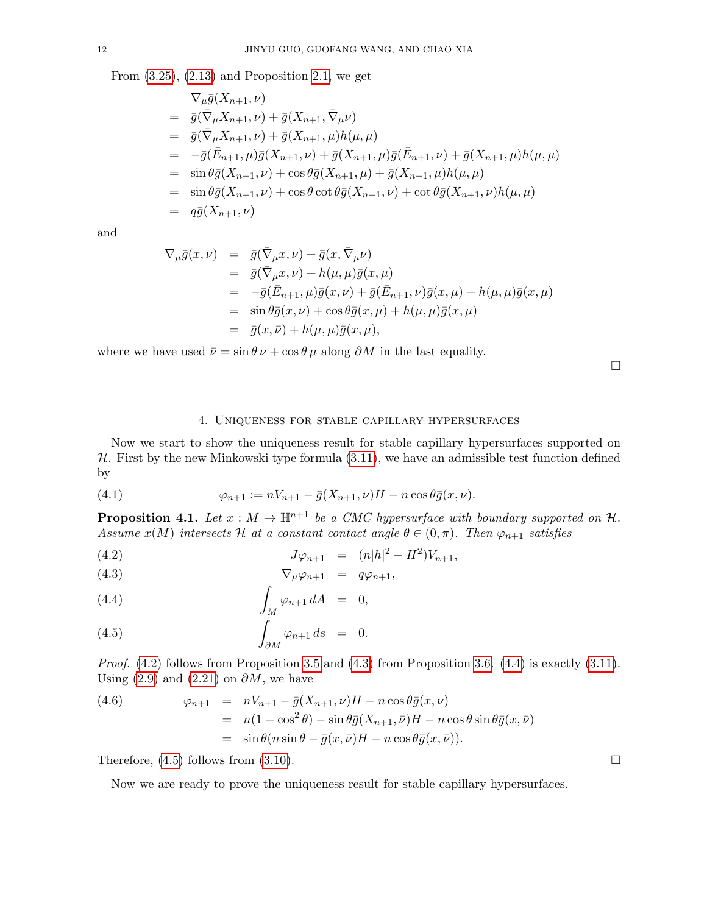From (3.25), (2.13) and Proposition 2.1, we get

$$
\begin{aligned}
& \nabla_\mu \bar{g}(X_{n+1}, \nu) \\
= & \ \bar{g}(\bar{\nabla}_\mu X_{n+1}, \nu) + \bar{g}(X_{n+1}, \bar{\nabla}_\mu \nu) \\
= & \ \bar{g}(\bar{\nabla}_\mu X_{n+1}, \nu) + \bar{g}(X_{n+1}, \mu) h(\mu, \mu) \\
= & \ -\bar{g}(\bar{E}_{n+1}, \mu)\bar{g}(X_{n+1}, \nu) + \bar{g}(X_{n+1}, \mu)\bar{g}(\bar{E}_{n+1}, \nu) + \bar{g}(X_{n+1}, \mu) h(\mu, \mu) \\
= & \ \sin\theta \bar{g}(X_{n+1}, \nu) + \cos\theta \bar{g}(X_{n+1}, \mu) + \bar{g}(X_{n+1}, \mu) h(\mu, \mu) \\
= & \ \sin\theta \bar{g}(X_{n+1}, \nu) + \cos\theta \cot\theta \bar{g}(X_{n+1}, \nu) + \cot\theta \bar{g}(X_{n+1}, \nu) h(\mu, \mu) \\
= & \ q\bar{g}(X_{n+1}, \nu)
\end{aligned}
$$

and

$$
\begin{aligned}
\nabla_\mu \bar{g}(x, \nu) &= \bar{g}(\bar{\nabla}_\mu x, \nu) + \bar{g}(x, \bar{\nabla}_\mu \nu) \\
&= \bar{g}(\bar{\nabla}_\mu x, \nu) + h(\mu, \mu)\bar{g}(x, \mu) \\
&= -\bar{g}(\bar{E}_{n+1}, \mu)\bar{g}(x, \nu) + \bar{g}(\bar{E}_{n+1}, \nu)\bar{g}(x, \mu) + h(\mu, \mu)\bar{g}(x, \mu) \\
&= \sin\theta \bar{g}(x, \nu) + \cos\theta \bar{g}(x, \mu) + h(\mu, \mu)\bar{g}(x, \mu) \\
&= \bar{g}(x, \bar{\nu}) + h(\mu, \mu)\bar{g}(x, \mu),
\end{aligned}
$$

where we have used $\bar{\nu} = \sin\theta\, \nu + \cos\theta\, \mu$ along $\partial M$ in the last equality. $\square$

## 4. Uniqueness for stable capillary hypersurfaces

Now we start to show the uniqueness result for stable capillary hypersurfaces supported on $\mathcal{H}$. First by the new Minkowski type formula (3.11), we have an admissible test function defined by

$$
\varphi_{n+1} := nV_{n+1} - \bar{g}(X_{n+1}, \nu)H - n\cos\theta \bar{g}(x, \nu). \tag{4.1}
$$

**Proposition 4.1.** *Let $x : M \to \mathbb{H}^{n+1}$ be a CMC hypersurface with boundary supported on $\mathcal{H}$. Assume $x(M)$ intersects $\mathcal{H}$ at a constant contact angle $\theta \in (0, \pi)$. Then $\varphi_{n+1}$ satisfies*

$$
J\varphi_{n+1} = (n|h|^2 - H^2)V_{n+1}, \tag{4.2}
$$

$$
\nabla_\mu \varphi_{n+1} = q\varphi_{n+1}, \tag{4.3}
$$

$$
\int_M \varphi_{n+1}\, dA = 0, \tag{4.4}
$$

$$
\int_{\partial M} \varphi_{n+1}\, ds = 0. \tag{4.5}
$$

*Proof.* (4.2) follows from Proposition 3.5 and (4.3) from Proposition 3.6. (4.4) is exactly (3.11). Using (2.9) and (2.21) on $\partial M$, we have

$$
\begin{aligned}
\varphi_{n+1} &= nV_{n+1} - \bar{g}(X_{n+1}, \nu)H - n\cos\theta \bar{g}(x, \nu) \\
&= n(1 - \cos^2\theta) - \sin\theta \bar{g}(X_{n+1}, \bar{\nu})H - n\cos\theta \sin\theta \bar{g}(x, \bar{\nu}) \\
&= \sin\theta(n\sin\theta - \bar{g}(x, \bar{\nu})H - n\cos\theta \bar{g}(x, \bar{\nu})).
\end{aligned} \tag{4.6}
$$

Therefore, (4.5) follows from (3.10). $\square$

Now we are ready to prove the uniqueness result for stable capillary hypersurfaces.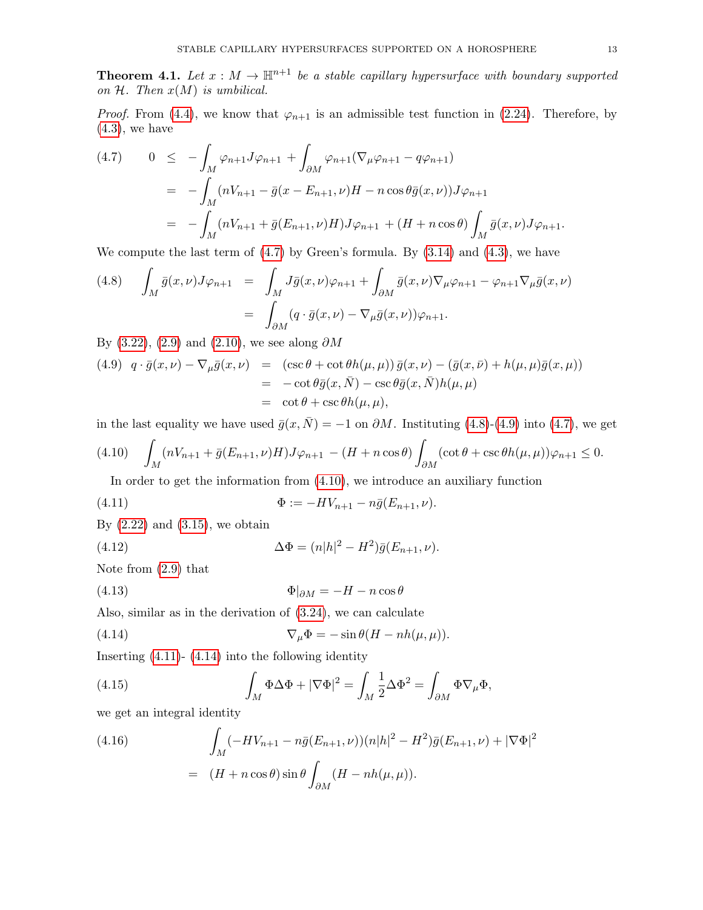**Theorem 4.1.** *Let $x : M \to \mathbb{H}^{n+1}$ be a stable capillary hypersurface with boundary supported on $\mathcal{H}$. Then $x(M)$ is umbilical.*

*Proof.* From (4.4), we know that $\varphi_{n+1}$ is an admissible test function in (2.24). Therefore, by (4.3), we have

$$
\begin{aligned}
(4.7) \qquad 0 &\leq -\int_M \varphi_{n+1} J\varphi_{n+1} + \int_{\partial M} \varphi_{n+1}(\nabla_\mu \varphi_{n+1} - q\varphi_{n+1}) \\
&= -\int_M (nV_{n+1} - \bar{g}(x - E_{n+1}, \nu)H - n\cos\theta \bar{g}(x, \nu))J\varphi_{n+1} \\
&= -\int_M (nV_{n+1} + \bar{g}(E_{n+1}, \nu)H)J\varphi_{n+1} + (H + n\cos\theta)\int_M \bar{g}(x, \nu)J\varphi_{n+1}.
\end{aligned}
$$

We compute the last term of (4.7) by Green's formula. By (3.14) and (4.3), we have

$$
\begin{aligned}
(4.8) \qquad \int_M \bar{g}(x, \nu)J\varphi_{n+1} &= \int_M J\bar{g}(x, \nu)\varphi_{n+1} + \int_{\partial M} \bar{g}(x, \nu)\nabla_\mu \varphi_{n+1} - \varphi_{n+1}\nabla_\mu \bar{g}(x, \nu) \\
&= \int_{\partial M} (q \cdot \bar{g}(x, \nu) - \nabla_\mu \bar{g}(x, \nu))\varphi_{n+1}.
\end{aligned}
$$

By (3.22), (2.9) and (2.10), we see along $\partial M$

$$
\begin{aligned}
(4.9) \quad q \cdot \bar{g}(x, \nu) - \nabla_\mu \bar{g}(x, \nu) &= (\csc\theta + \cot\theta h(\mu, \mu))\,\bar{g}(x, \nu) - (\bar{g}(x, \bar{\nu}) + h(\mu, \mu)\bar{g}(x, \mu)) \\
&= -\cot\theta \bar{g}(x, \bar{N}) - \csc\theta \bar{g}(x, \bar{N})h(\mu, \mu) \\
&= \cot\theta + \csc\theta h(\mu, \mu),
\end{aligned}
$$

in the last equality we have used $\bar{g}(x, \bar{N}) = -1$ on $\partial M$. Instituting (4.8)-(4.9) into (4.7), we get

$$
(4.10) \qquad \int_M (nV_{n+1} + \bar{g}(E_{n+1}, \nu)H)J\varphi_{n+1} - (H + n\cos\theta)\int_{\partial M} (\cot\theta + \csc\theta h(\mu, \mu))\varphi_{n+1} \leq 0.
$$

In order to get the information from (4.10), we introduce an auxiliary function

$$
(4.11) \qquad \Phi := -HV_{n+1} - n\bar{g}(E_{n+1}, \nu).
$$

By (2.22) and (3.15), we obtain

$$
(4.12) \qquad \Delta\Phi = (n|h|^2 - H^2)\bar{g}(E_{n+1}, \nu).
$$

Note from (2.9) that

$$
(4.13) \qquad \Phi|_{\partial M} = -H - n\cos\theta
$$

Also, similar as in the derivation of (3.24), we can calculate

$$
(4.14) \qquad \nabla_\mu \Phi = -\sin\theta(H - nh(\mu, \mu)).
$$

Inserting (4.11)- (4.14) into the following identity

$$
(4.15) \qquad \int_M \Phi\Delta\Phi + |\nabla\Phi|^2 = \int_M \frac{1}{2}\Delta\Phi^2 = \int_{\partial M} \Phi\nabla_\mu\Phi,
$$

we get an integral identity

$$
\begin{aligned}
(4.16) \qquad &\int_M (-HV_{n+1} - n\bar{g}(E_{n+1}, \nu))(n|h|^2 - H^2)\bar{g}(E_{n+1}, \nu) + |\nabla\Phi|^2 \\
&= (H + n\cos\theta)\sin\theta \int_{\partial M} (H - nh(\mu, \mu)).
\end{aligned}
$$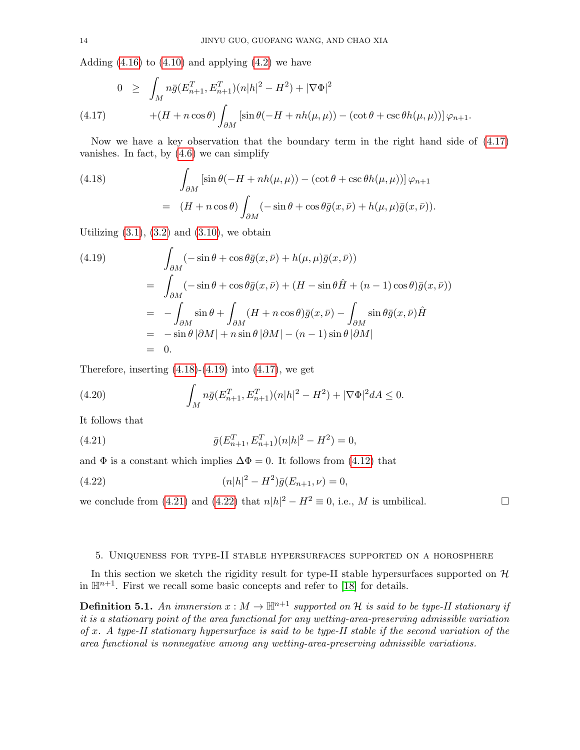Adding (4.16) to (4.10) and applying (4.2) we have

$$
\begin{aligned}
0 \;\geq\; & \int_M n\bar{g}(E_{n+1}^T, E_{n+1}^T)(n|h|^2 - H^2) + |\nabla \Phi|^2 \\
& +(H + n\cos\theta)\int_{\partial M} \left[\sin\theta(-H + nh(\mu,\mu)) - (\cot\theta + \csc\theta h(\mu,\mu))\right]\varphi_{n+1}. \qquad (4.17)
\end{aligned}
$$

Now we have a key observation that the boundary term in the right hand side of (4.17) vanishes. In fact, by (4.6) we can simplify

$$
\begin{aligned}
(4.18) \qquad & \int_{\partial M} \left[\sin\theta(-H + nh(\mu,\mu)) - (\cot\theta + \csc\theta h(\mu,\mu))\right]\varphi_{n+1} \\
= \;& (H + n\cos\theta)\int_{\partial M} (-\sin\theta + \cos\theta \bar{g}(x,\bar{\nu}) + h(\mu,\mu)\bar{g}(x,\bar{\nu})).
\end{aligned}
$$

Utilizing (3.1), (3.2) and (3.10), we obtain

$$
\begin{aligned}
(4.19) \qquad & \int_{\partial M} (-\sin\theta + \cos\theta \bar{g}(x,\bar{\nu}) + h(\mu,\mu)\bar{g}(x,\bar{\nu})) \\
= \;& \int_{\partial M} (-\sin\theta + \cos\theta \bar{g}(x,\bar{\nu}) + (H - \sin\theta \hat{H} + (n-1)\cos\theta)\bar{g}(x,\bar{\nu})) \\
= \;& -\int_{\partial M} \sin\theta + \int_{\partial M} (H + n\cos\theta)\bar{g}(x,\bar{\nu}) - \int_{\partial M} \sin\theta \bar{g}(x,\bar{\nu})\hat{H} \\
= \;& -\sin\theta\,|\partial M| + n\sin\theta\,|\partial M| - (n-1)\sin\theta\,|\partial M| \\
= \;& 0.
\end{aligned}
$$

Therefore, inserting (4.18)-(4.19) into (4.17), we get

$$
\int_M n\bar{g}(E_{n+1}^T, E_{n+1}^T)(n|h|^2 - H^2) + |\nabla \Phi|^2 dA \leq 0. \qquad (4.20)
$$

It follows that

$$
\bar{g}(E_{n+1}^T, E_{n+1}^T)(n|h|^2 - H^2) = 0, \qquad (4.21)
$$

and $\Phi$ is a constant which implies $\Delta \Phi = 0$. It follows from (4.12) that

$$
(n|h|^2 - H^2)\bar{g}(E_{n+1}, \nu) = 0, \qquad (4.22)
$$

we conclude from (4.21) and (4.22) that $n|h|^2 - H^2 \equiv 0$, i.e., $M$ is umbilical. □

## 5. Uniqueness for type-II stable hypersurfaces supported on a horosphere

In this section we sketch the rigidity result for type-II stable hypersurfaces supported on $\mathcal{H}$ in $\mathbb{H}^{n+1}$. First we recall some basic concepts and refer to [18] for details.

**Definition 5.1.** *An immersion $x : M \to \mathbb{H}^{n+1}$ supported on $\mathcal{H}$ is said to be type-II stationary if it is a stationary point of the area functional for any wetting-area-preserving admissible variation of $x$. A type-II stationary hypersurface is said to be type-II stable if the second variation of the area functional is nonnegative among any wetting-area-preserving admissible variations.*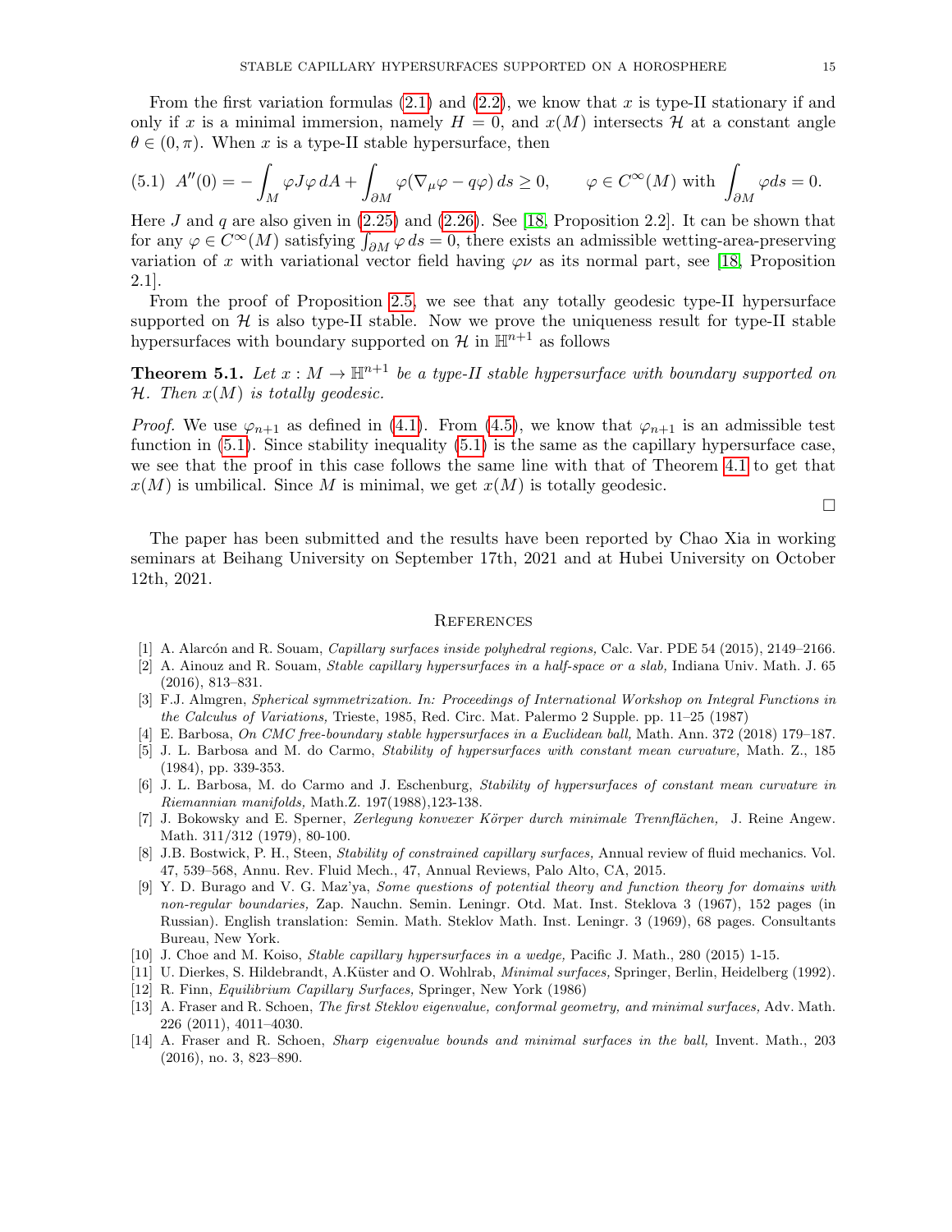From the first variation formulas (2.1) and (2.2), we know that $x$ is type-II stationary if and only if $x$ is a minimal immersion, namely $H = 0$, and $x(M)$ intersects $\mathcal{H}$ at a constant angle $\theta \in (0, \pi)$. When $x$ is a type-II stable hypersurface, then

$$
(5.1)\quad A''(0) = -\int_M \varphi J\varphi \, dA + \int_{\partial M} \varphi(\nabla_\mu \varphi - q\varphi) \, ds \geq 0, \qquad \varphi \in C^\infty(M) \text{ with } \int_{\partial M} \varphi ds = 0.
$$

Here $J$ and $q$ are also given in (2.25) and (2.26). See [18, Proposition 2.2]. It can be shown that for any $\varphi \in C^\infty(M)$ satisfying $\int_{\partial M} \varphi \, ds = 0$, there exists an admissible wetting-area-preserving variation of $x$ with variational vector field having $\varphi\nu$ as its normal part, see [18, Proposition 2.1].

From the proof of Proposition 2.5, we see that any totally geodesic type-II hypersurface supported on $\mathcal{H}$ is also type-II stable. Now we prove the uniqueness result for type-II stable hypersurfaces with boundary supported on $\mathcal{H}$ in $\mathbb{H}^{n+1}$ as follows

**Theorem 5.1.** *Let $x : M \to \mathbb{H}^{n+1}$ be a type-II stable hypersurface with boundary supported on $\mathcal{H}$. Then $x(M)$ is totally geodesic.*

*Proof.* We use $\varphi_{n+1}$ as defined in (4.1). From (4.5), we know that $\varphi_{n+1}$ is an admissible test function in (5.1). Since stability inequality (5.1) is the same as the capillary hypersurface case, we see that the proof in this case follows the same line with that of Theorem 4.1 to get that $x(M)$ is umbilical. Since $M$ is minimal, we get $x(M)$ is totally geodesic.

□

The paper has been submitted and the results have been reported by Chao Xia in working seminars at Beihang University on September 17th, 2021 and at Hubei University on October 12th, 2021.

## References

[1] A. Alarcón and R. Souam, *Capillary surfaces inside polyhedral regions,* Calc. Var. PDE 54 (2015), 2149–2166.

[2] A. Ainouz and R. Souam, *Stable capillary hypersurfaces in a half-space or a slab,* Indiana Univ. Math. J. 65 (2016), 813–831.

[3] F.J. Almgren, *Spherical symmetrization. In: Proceedings of International Workshop on Integral Functions in the Calculus of Variations,* Trieste, 1985, Red. Circ. Mat. Palermo 2 Supple. pp. 11–25 (1987)

[4] E. Barbosa, *On CMC free-boundary stable hypersurfaces in a Euclidean ball,* Math. Ann. 372 (2018) 179–187.

[5] J. L. Barbosa and M. do Carmo, *Stability of hypersurfaces with constant mean curvature,* Math. Z., 185 (1984), pp. 339-353.

[6] J. L. Barbosa, M. do Carmo and J. Eschenburg, *Stability of hypersurfaces of constant mean curvature in Riemannian manifolds,* Math.Z. 197(1988),123-138.

[7] J. Bokowsky and E. Sperner, *Zerlegung konvexer Körper durch minimale Trennflächen,* J. Reine Angew. Math. 311/312 (1979), 80-100.

[8] J.B. Bostwick, P. H., Steen, *Stability of constrained capillary surfaces,* Annual review of fluid mechanics. Vol. 47, 539–568, Annu. Rev. Fluid Mech., 47, Annual Reviews, Palo Alto, CA, 2015.

[9] Y. D. Burago and V. G. Maz'ya, *Some questions of potential theory and function theory for domains with non-regular boundaries,* Zap. Nauchn. Semin. Leningr. Otd. Mat. Inst. Steklova 3 (1967), 152 pages (in Russian). English translation: Semin. Math. Steklov Math. Inst. Leningr. 3 (1969), 68 pages. Consultants Bureau, New York.

[10] J. Choe and M. Koiso, *Stable capillary hypersurfaces in a wedge,* Pacific J. Math., 280 (2015) 1-15.

[11] U. Dierkes, S. Hildebrandt, A.Küster and O. Wohlrab, *Minimal surfaces,* Springer, Berlin, Heidelberg (1992).

[12] R. Finn, *Equilibrium Capillary Surfaces,* Springer, New York (1986)

[13] A. Fraser and R. Schoen, *The first Steklov eigenvalue, conformal geometry, and minimal surfaces,* Adv. Math. 226 (2011), 4011–4030.

[14] A. Fraser and R. Schoen, *Sharp eigenvalue bounds and minimal surfaces in the ball,* Invent. Math., 203 (2016), no. 3, 823–890.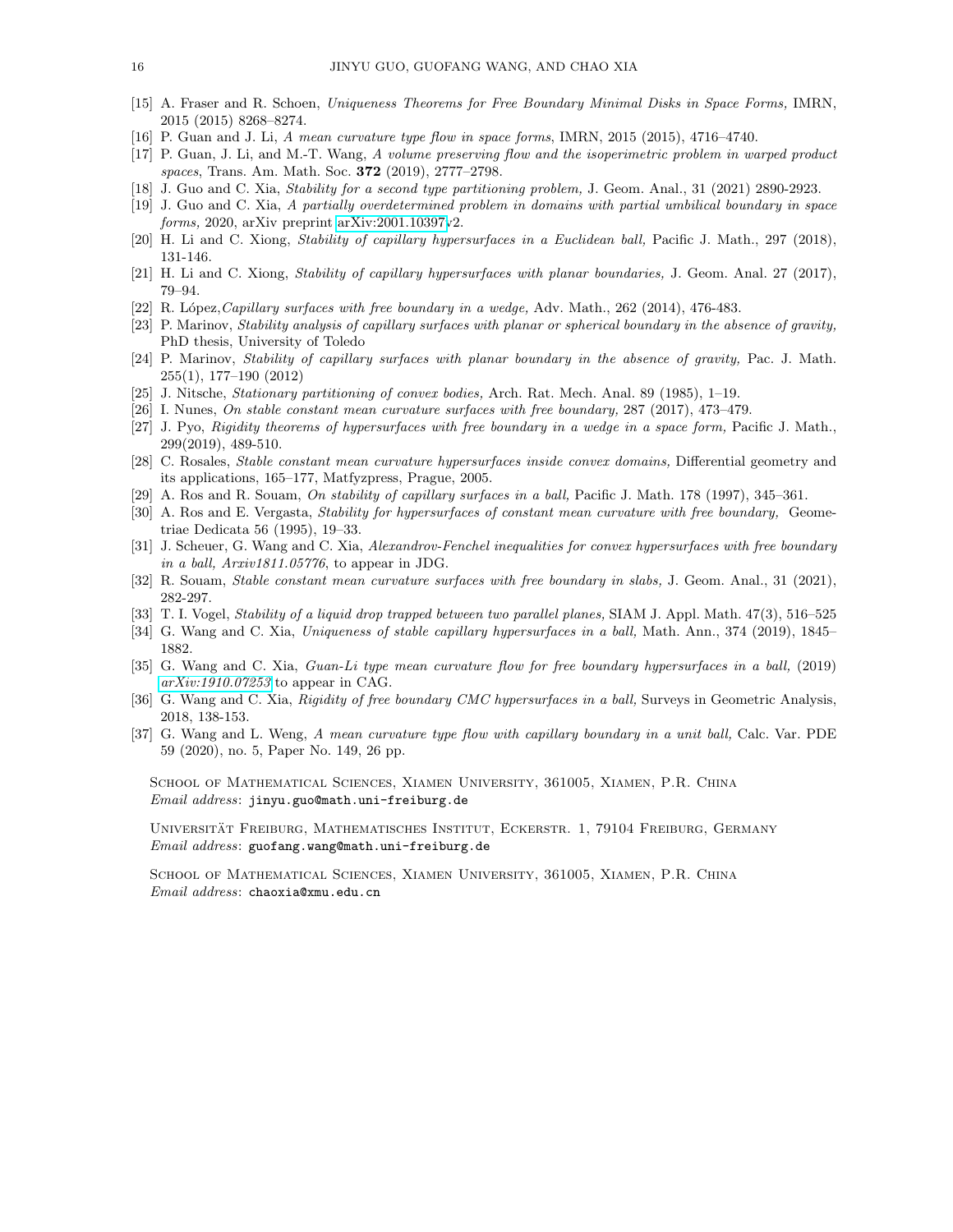[15] A. Fraser and R. Schoen, *Uniqueness Theorems for Free Boundary Minimal Disks in Space Forms,* IMRN, 2015 (2015) 8268–8274.

[16] P. Guan and J. Li, *A mean curvature type flow in space forms*, IMRN, 2015 (2015), 4716–4740.

[17] P. Guan, J. Li, and M.-T. Wang, *A volume preserving flow and the isoperimetric problem in warped product spaces*, Trans. Am. Math. Soc. **372** (2019), 2777–2798.

[18] J. Guo and C. Xia, *Stability for a second type partitioning problem,* J. Geom. Anal., 31 (2021) 2890-2923.

[19] J. Guo and C. Xia, *A partially overdetermined problem in domains with partial umbilical boundary in space forms,* 2020, arXiv preprint arXiv:2001.10397*v*2.

[20] H. Li and C. Xiong, *Stability of capillary hypersurfaces in a Euclidean ball,* Pacific J. Math., 297 (2018), 131-146.

[21] H. Li and C. Xiong, *Stability of capillary hypersurfaces with planar boundaries,* J. Geom. Anal. 27 (2017), 79–94.

[22] R. López,*Capillary surfaces with free boundary in a wedge,* Adv. Math., 262 (2014), 476-483.

[23] P. Marinov, *Stability analysis of capillary surfaces with planar or spherical boundary in the absence of gravity,* PhD thesis, University of Toledo

[24] P. Marinov, *Stability of capillary surfaces with planar boundary in the absence of gravity,* Pac. J. Math. 255(1), 177–190 (2012)

[25] J. Nitsche, *Stationary partitioning of convex bodies*, Arch. Rat. Mech. Anal. 89 (1985), 1–19.

[26] I. Nunes, *On stable constant mean curvature surfaces with free boundary,* 287 (2017), 473–479.

[27] J. Pyo, *Rigidity theorems of hypersurfaces with free boundary in a wedge in a space form,* Pacific J. Math., 299(2019), 489-510.

[28] C. Rosales, *Stable constant mean curvature hypersurfaces inside convex domains,* Differential geometry and its applications, 165–177, Matfyzpress, Prague, 2005.

[29] A. Ros and R. Souam, *On stability of capillary surfaces in a ball,* Pacific J. Math. 178 (1997), 345–361.

[30] A. Ros and E. Vergasta, *Stability for hypersurfaces of constant mean curvature with free boundary,* Geometriae Dedicata 56 (1995), 19–33.

[31] J. Scheuer, G. Wang and C. Xia, *Alexandrov-Fenchel inequalities for convex hypersurfaces with free boundary in a ball, Arxiv1811.05776*, to appear in JDG.

[32] R. Souam, *Stable constant mean curvature surfaces with free boundary in slabs,* J. Geom. Anal., 31 (2021), 282-297.

[33] T. I. Vogel, *Stability of a liquid drop trapped between two parallel planes,* SIAM J. Appl. Math. 47(3), 516–525

[34] G. Wang and C. Xia, *Uniqueness of stable capillary hypersurfaces in a ball,* Math. Ann., 374 (2019), 1845–1882.

[35] G. Wang and C. Xia, *Guan-Li type mean curvature flow for free boundary hypersurfaces in a ball,* (2019) *arXiv:1910.07253* to appear in CAG.

[36] G. Wang and C. Xia, *Rigidity of free boundary CMC hypersurfaces in a ball,* Surveys in Geometric Analysis, 2018, 138-153.

[37] G. Wang and L. Weng, *A mean curvature type flow with capillary boundary in a unit ball,* Calc. Var. PDE 59 (2020), no. 5, Paper No. 149, 26 pp.

School of Mathematical Sciences, Xiamen University, 361005, Xiamen, P.R. China
*Email address*: jinyu.guo@math.uni-freiburg.de

Universität Freiburg, Mathematisches Institut, Eckerstr. 1, 79104 Freiburg, Germany
*Email address*: guofang.wang@math.uni-freiburg.de

School of Mathematical Sciences, Xiamen University, 361005, Xiamen, P.R. China
*Email address*: chaoxia@xmu.edu.cn